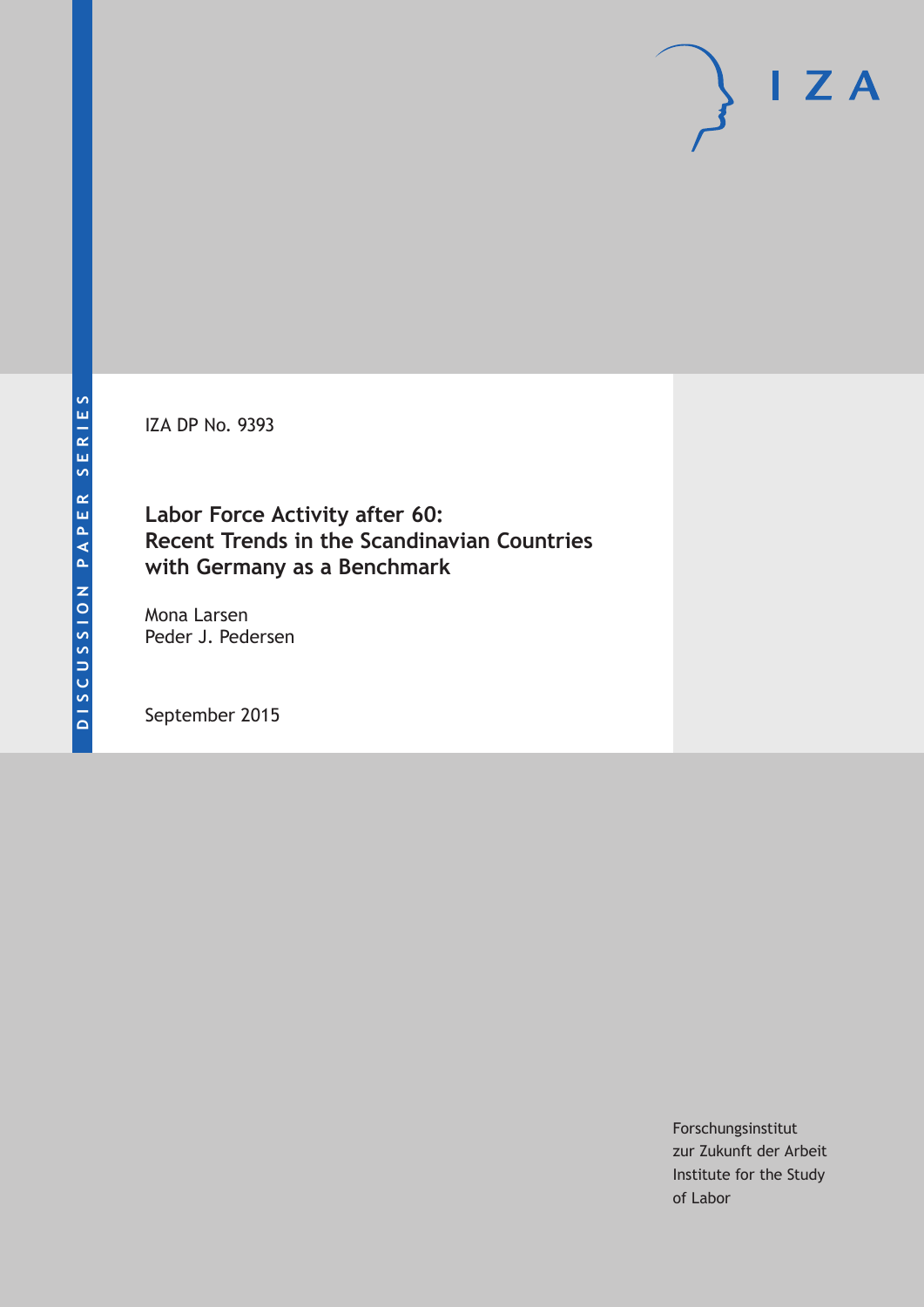DISCUSSION PAPER SERIES

IZA

IZA DP No. 9393

# Labor Force Activity after 60: Recent Trends in the Scandinavian Countries with Germany as a Benchmark

Mona Larsen
Peder J. Pedersen

September 2015

Forschungsinstitut
zur Zukunft der Arbeit
Institute for the Study
of Labor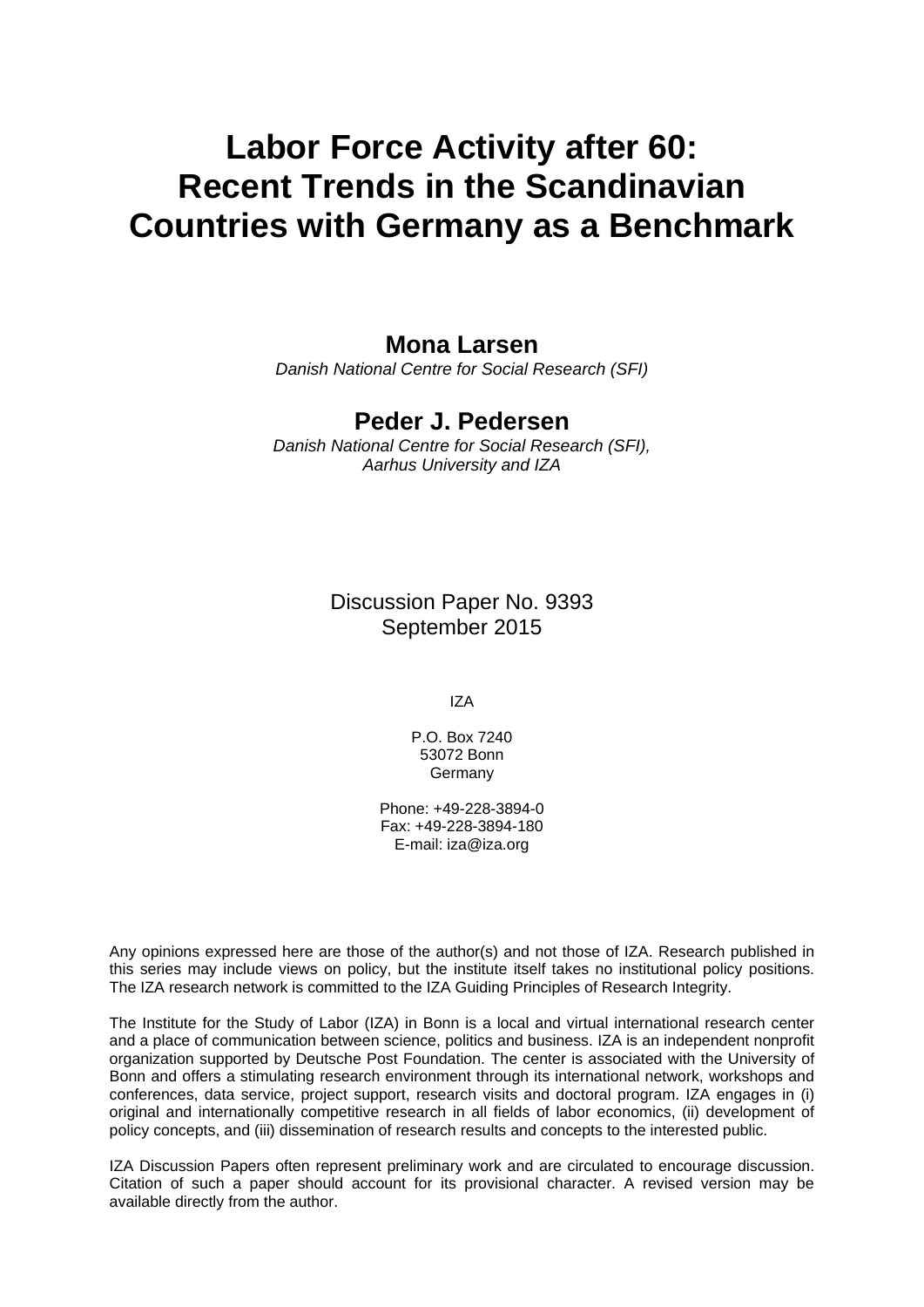# Labor Force Activity after 60: Recent Trends in the Scandinavian Countries with Germany as a Benchmark

**Mona Larsen**
*Danish National Centre for Social Research (SFI)*

**Peder J. Pedersen**
*Danish National Centre for Social Research (SFI), Aarhus University and IZA*

Discussion Paper No. 9393
September 2015

IZA

P.O. Box 7240
53072 Bonn
Germany

Phone: +49-228-3894-0
Fax: +49-228-3894-180
E-mail: iza@iza.org

Any opinions expressed here are those of the author(s) and not those of IZA. Research published in this series may include views on policy, but the institute itself takes no institutional policy positions. The IZA research network is committed to the IZA Guiding Principles of Research Integrity.

The Institute for the Study of Labor (IZA) in Bonn is a local and virtual international research center and a place of communication between science, politics and business. IZA is an independent nonprofit organization supported by Deutsche Post Foundation. The center is associated with the University of Bonn and offers a stimulating research environment through its international network, workshops and conferences, data service, project support, research visits and doctoral program. IZA engages in (i) original and internationally competitive research in all fields of labor economics, (ii) development of policy concepts, and (iii) dissemination of research results and concepts to the interested public.

IZA Discussion Papers often represent preliminary work and are circulated to encourage discussion. Citation of such a paper should account for its provisional character. A revised version may be available directly from the author.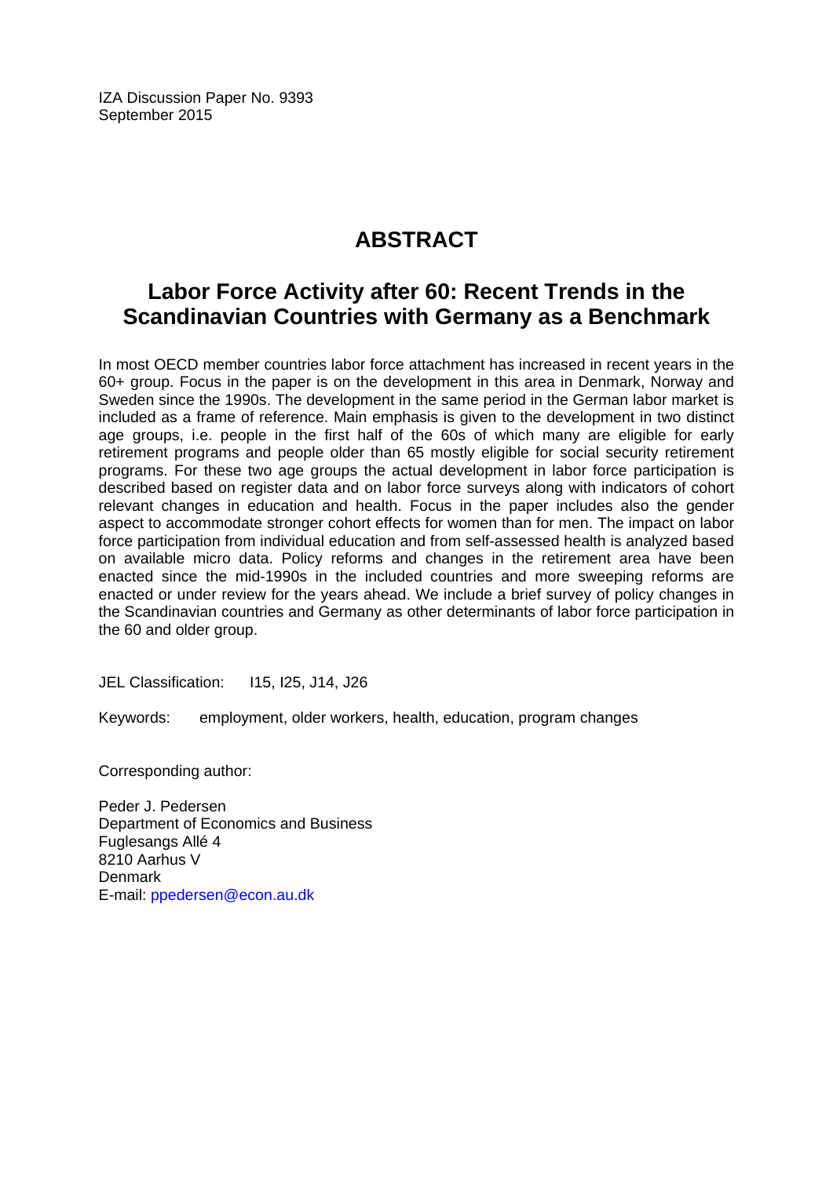IZA Discussion Paper No. 9393
September 2015

# ABSTRACT

## Labor Force Activity after 60: Recent Trends in the Scandinavian Countries with Germany as a Benchmark

In most OECD member countries labor force attachment has increased in recent years in the 60+ group. Focus in the paper is on the development in this area in Denmark, Norway and Sweden since the 1990s. The development in the same period in the German labor market is included as a frame of reference. Main emphasis is given to the development in two distinct age groups, i.e. people in the first half of the 60s of which many are eligible for early retirement programs and people older than 65 mostly eligible for social security retirement programs. For these two age groups the actual development in labor force participation is described based on register data and on labor force surveys along with indicators of cohort relevant changes in education and health. Focus in the paper includes also the gender aspect to accommodate stronger cohort effects for women than for men. The impact on labor force participation from individual education and from self-assessed health is analyzed based on available micro data. Policy reforms and changes in the retirement area have been enacted since the mid-1990s in the included countries and more sweeping reforms are enacted or under review for the years ahead. We include a brief survey of policy changes in the Scandinavian countries and Germany as other determinants of labor force participation in the 60 and older group.

JEL Classification: I15, I25, J14, J26

Keywords: employment, older workers, health, education, program changes

Corresponding author:

Peder J. Pedersen
Department of Economics and Business
Fuglesangs Allé 4
8210 Aarhus V
Denmark
E-mail: ppedersen@econ.au.dk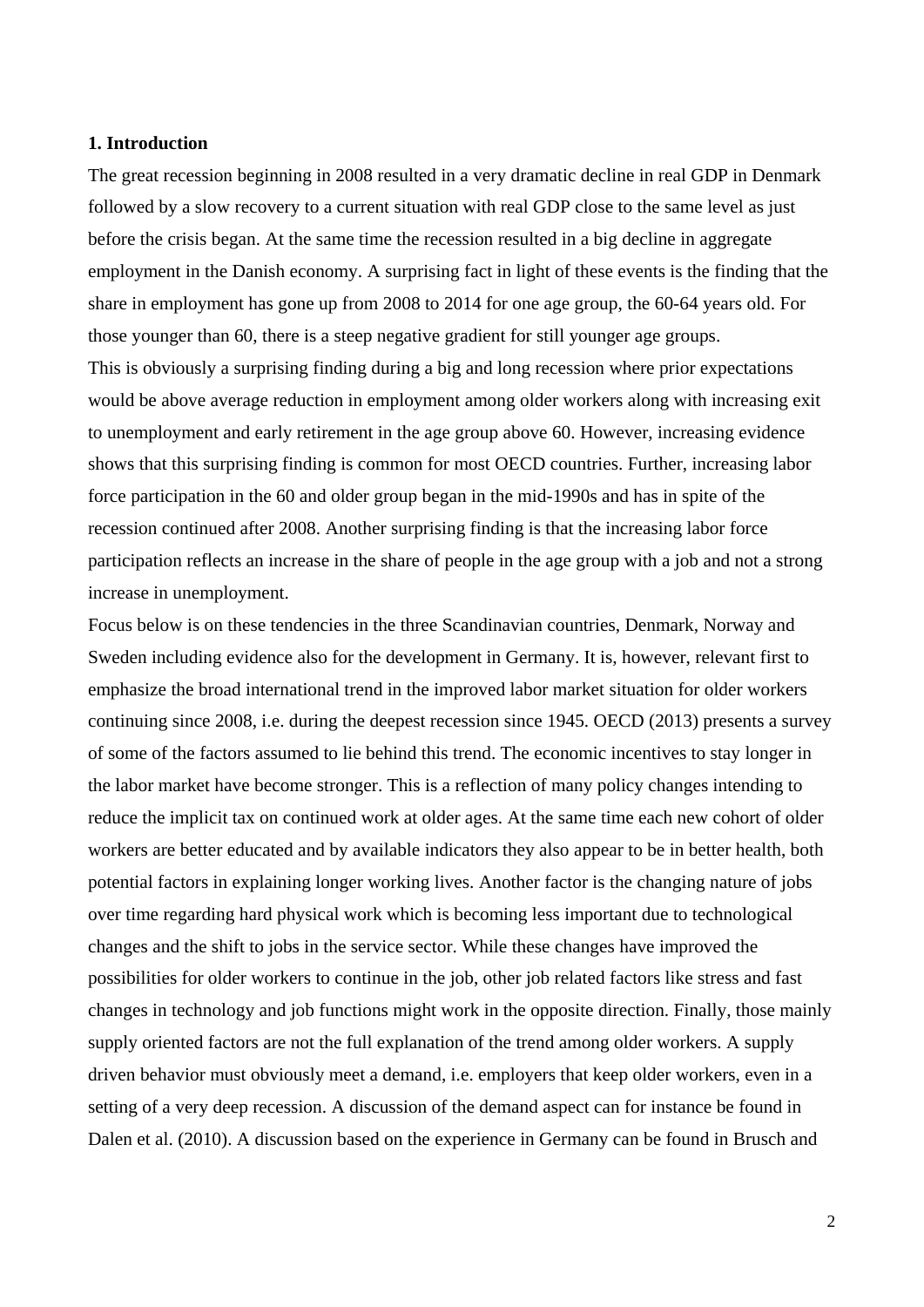# 1. Introduction

The great recession beginning in 2008 resulted in a very dramatic decline in real GDP in Denmark followed by a slow recovery to a current situation with real GDP close to the same level as just before the crisis began. At the same time the recession resulted in a big decline in aggregate employment in the Danish economy. A surprising fact in light of these events is the finding that the share in employment has gone up from 2008 to 2014 for one age group, the 60-64 years old. For those younger than 60, there is a steep negative gradient for still younger age groups.

This is obviously a surprising finding during a big and long recession where prior expectations would be above average reduction in employment among older workers along with increasing exit to unemployment and early retirement in the age group above 60. However, increasing evidence shows that this surprising finding is common for most OECD countries. Further, increasing labor force participation in the 60 and older group began in the mid-1990s and has in spite of the recession continued after 2008. Another surprising finding is that the increasing labor force participation reflects an increase in the share of people in the age group with a job and not a strong increase in unemployment.

Focus below is on these tendencies in the three Scandinavian countries, Denmark, Norway and Sweden including evidence also for the development in Germany. It is, however, relevant first to emphasize the broad international trend in the improved labor market situation for older workers continuing since 2008, i.e. during the deepest recession since 1945. OECD (2013) presents a survey of some of the factors assumed to lie behind this trend. The economic incentives to stay longer in the labor market have become stronger. This is a reflection of many policy changes intending to reduce the implicit tax on continued work at older ages. At the same time each new cohort of older workers are better educated and by available indicators they also appear to be in better health, both potential factors in explaining longer working lives. Another factor is the changing nature of jobs over time regarding hard physical work which is becoming less important due to technological changes and the shift to jobs in the service sector. While these changes have improved the possibilities for older workers to continue in the job, other job related factors like stress and fast changes in technology and job functions might work in the opposite direction. Finally, those mainly supply oriented factors are not the full explanation of the trend among older workers. A supply driven behavior must obviously meet a demand, i.e. employers that keep older workers, even in a setting of a very deep recession. A discussion of the demand aspect can for instance be found in Dalen et al. (2010). A discussion based on the experience in Germany can be found in Brusch and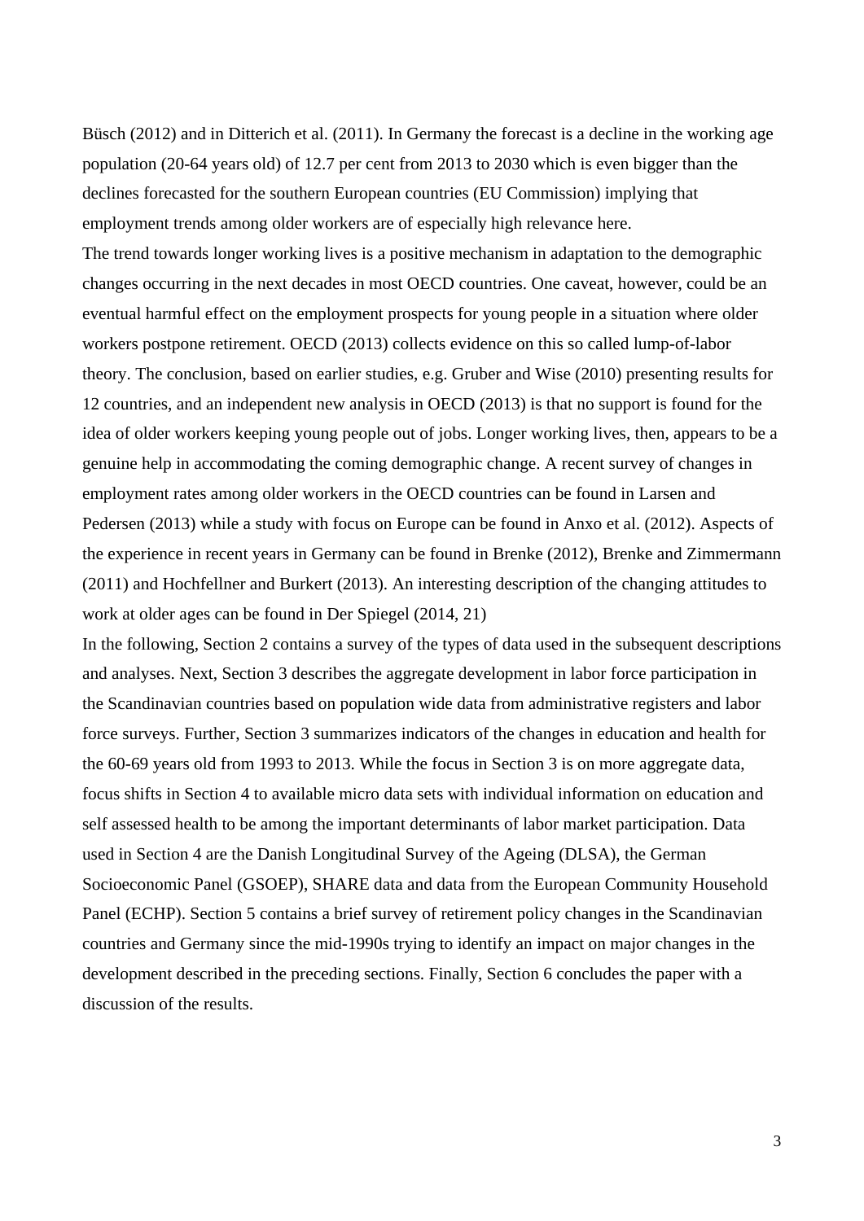Büsch (2012) and in Ditterich et al. (2011). In Germany the forecast is a decline in the working age population (20-64 years old) of 12.7 per cent from 2013 to 2030 which is even bigger than the declines forecasted for the southern European countries (EU Commission) implying that employment trends among older workers are of especially high relevance here.

The trend towards longer working lives is a positive mechanism in adaptation to the demographic changes occurring in the next decades in most OECD countries. One caveat, however, could be an eventual harmful effect on the employment prospects for young people in a situation where older workers postpone retirement. OECD (2013) collects evidence on this so called lump-of-labor theory. The conclusion, based on earlier studies, e.g. Gruber and Wise (2010) presenting results for 12 countries, and an independent new analysis in OECD (2013) is that no support is found for the idea of older workers keeping young people out of jobs. Longer working lives, then, appears to be a genuine help in accommodating the coming demographic change. A recent survey of changes in employment rates among older workers in the OECD countries can be found in Larsen and Pedersen (2013) while a study with focus on Europe can be found in Anxo et al. (2012). Aspects of the experience in recent years in Germany can be found in Brenke (2012), Brenke and Zimmermann (2011) and Hochfellner and Burkert (2013). An interesting description of the changing attitudes to work at older ages can be found in Der Spiegel (2014, 21)

In the following, Section 2 contains a survey of the types of data used in the subsequent descriptions and analyses. Next, Section 3 describes the aggregate development in labor force participation in the Scandinavian countries based on population wide data from administrative registers and labor force surveys. Further, Section 3 summarizes indicators of the changes in education and health for the 60-69 years old from 1993 to 2013. While the focus in Section 3 is on more aggregate data, focus shifts in Section 4 to available micro data sets with individual information on education and self assessed health to be among the important determinants of labor market participation. Data used in Section 4 are the Danish Longitudinal Survey of the Ageing (DLSA), the German Socioeconomic Panel (GSOEP), SHARE data and data from the European Community Household Panel (ECHP). Section 5 contains a brief survey of retirement policy changes in the Scandinavian countries and Germany since the mid-1990s trying to identify an impact on major changes in the development described in the preceding sections. Finally, Section 6 concludes the paper with a discussion of the results.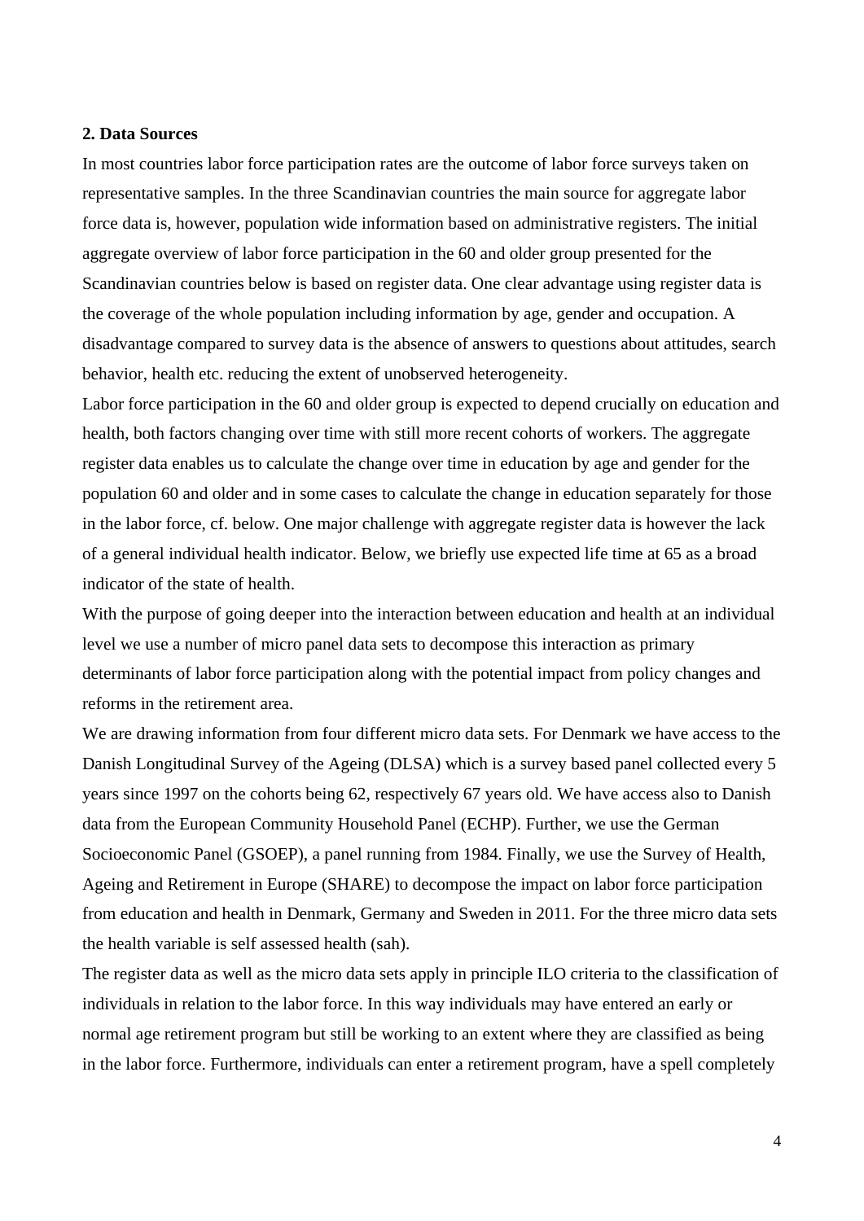## 2. Data Sources

In most countries labor force participation rates are the outcome of labor force surveys taken on representative samples. In the three Scandinavian countries the main source for aggregate labor force data is, however, population wide information based on administrative registers. The initial aggregate overview of labor force participation in the 60 and older group presented for the Scandinavian countries below is based on register data. One clear advantage using register data is the coverage of the whole population including information by age, gender and occupation. A disadvantage compared to survey data is the absence of answers to questions about attitudes, search behavior, health etc. reducing the extent of unobserved heterogeneity.

Labor force participation in the 60 and older group is expected to depend crucially on education and health, both factors changing over time with still more recent cohorts of workers. The aggregate register data enables us to calculate the change over time in education by age and gender for the population 60 and older and in some cases to calculate the change in education separately for those in the labor force, cf. below. One major challenge with aggregate register data is however the lack of a general individual health indicator. Below, we briefly use expected life time at 65 as a broad indicator of the state of health.

With the purpose of going deeper into the interaction between education and health at an individual level we use a number of micro panel data sets to decompose this interaction as primary determinants of labor force participation along with the potential impact from policy changes and reforms in the retirement area.

We are drawing information from four different micro data sets. For Denmark we have access to the Danish Longitudinal Survey of the Ageing (DLSA) which is a survey based panel collected every 5 years since 1997 on the cohorts being 62, respectively 67 years old. We have access also to Danish data from the European Community Household Panel (ECHP). Further, we use the German Socioeconomic Panel (GSOEP), a panel running from 1984. Finally, we use the Survey of Health, Ageing and Retirement in Europe (SHARE) to decompose the impact on labor force participation from education and health in Denmark, Germany and Sweden in 2011. For the three micro data sets the health variable is self assessed health (sah).

The register data as well as the micro data sets apply in principle ILO criteria to the classification of individuals in relation to the labor force. In this way individuals may have entered an early or normal age retirement program but still be working to an extent where they are classified as being in the labor force. Furthermore, individuals can enter a retirement program, have a spell completely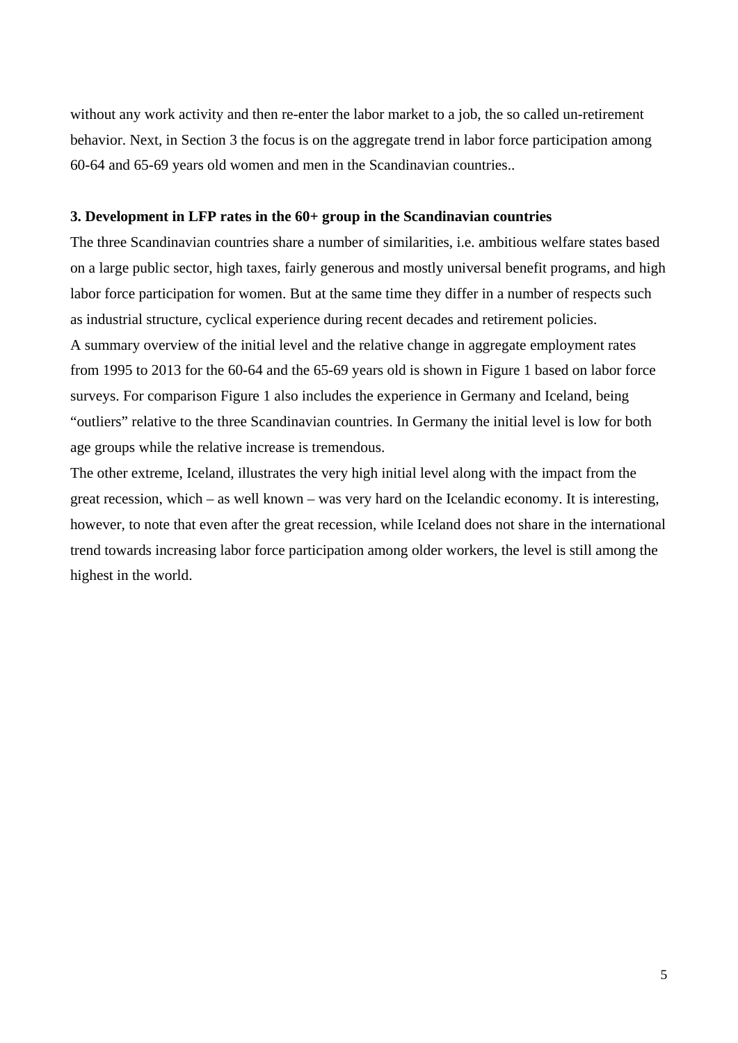without any work activity and then re-enter the labor market to a job, the so called un-retirement behavior. Next, in Section 3 the focus is on the aggregate trend in labor force participation among 60-64 and 65-69 years old women and men in the Scandinavian countries..

## 3. Development in LFP rates in the 60+ group in the Scandinavian countries

The three Scandinavian countries share a number of similarities, i.e. ambitious welfare states based on a large public sector, high taxes, fairly generous and mostly universal benefit programs, and high labor force participation for women. But at the same time they differ in a number of respects such as industrial structure, cyclical experience during recent decades and retirement policies.

A summary overview of the initial level and the relative change in aggregate employment rates from 1995 to 2013 for the 60-64 and the 65-69 years old is shown in Figure 1 based on labor force surveys. For comparison Figure 1 also includes the experience in Germany and Iceland, being "outliers" relative to the three Scandinavian countries. In Germany the initial level is low for both age groups while the relative increase is tremendous.

The other extreme, Iceland, illustrates the very high initial level along with the impact from the great recession, which – as well known – was very hard on the Icelandic economy. It is interesting, however, to note that even after the great recession, while Iceland does not share in the international trend towards increasing labor force participation among older workers, the level is still among the highest in the world.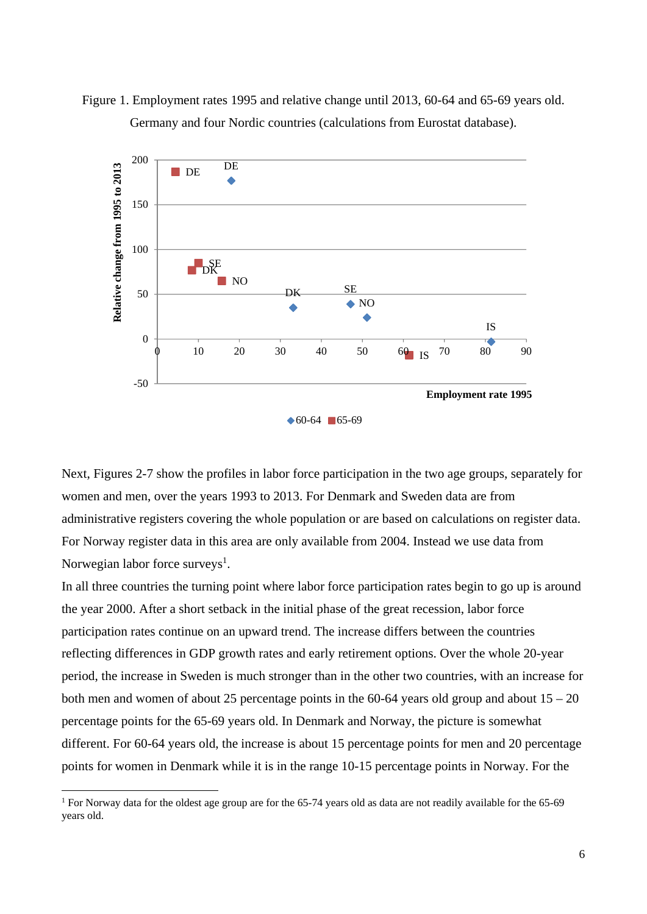Figure 1. Employment rates 1995 and relative change until 2013, 60-64 and 65-69 years old. Germany and four Nordic countries (calculations from Eurostat database).

Next, Figures 2-7 show the profiles in labor force participation in the two age groups, separately for women and men, over the years 1993 to 2013. For Denmark and Sweden data are from administrative registers covering the whole population or are based on calculations on register data. For Norway register data in this area are only available from 2004. Instead we use data from Norwegian labor force surveys[1].

In all three countries the turning point where labor force participation rates begin to go up is around the year 2000. After a short setback in the initial phase of the great recession, labor force participation rates continue on an upward trend. The increase differs between the countries reflecting differences in GDP growth rates and early retirement options. Over the whole 20-year period, the increase in Sweden is much stronger than in the other two countries, with an increase for both men and women of about 25 percentage points in the 60-64 years old group and about 15 – 20 percentage points for the 65-69 years old. In Denmark and Norway, the picture is somewhat different. For 60-64 years old, the increase is about 15 percentage points for men and 20 percentage points for women in Denmark while it is in the range 10-15 percentage points in Norway. For the

[1] For Norway data for the oldest age group are for the 65-74 years old as data are not readily available for the 65-69 years old.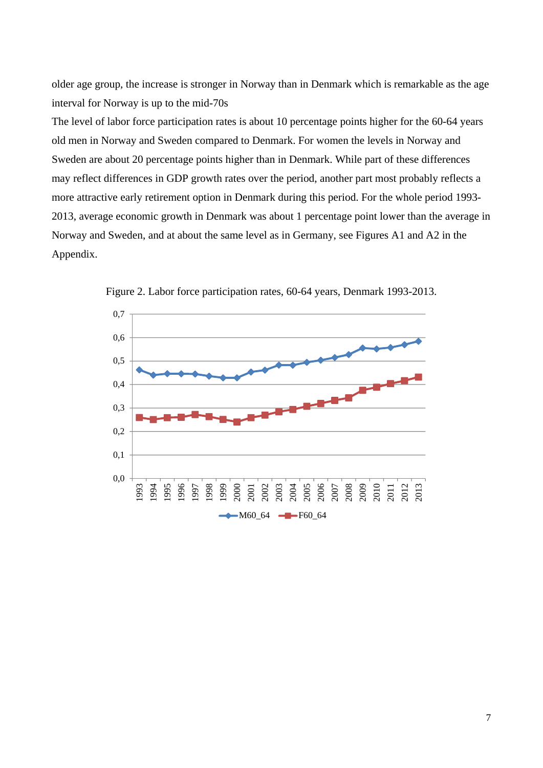older age group, the increase is stronger in Norway than in Denmark which is remarkable as the age interval for Norway is up to the mid-70s

The level of labor force participation rates is about 10 percentage points higher for the 60-64 years old men in Norway and Sweden compared to Denmark. For women the levels in Norway and Sweden are about 20 percentage points higher than in Denmark. While part of these differences may reflect differences in GDP growth rates over the period, another part most probably reflects a more attractive early retirement option in Denmark during this period. For the whole period 1993-2013, average economic growth in Denmark was about 1 percentage point lower than the average in Norway and Sweden, and at about the same level as in Germany, see Figures A1 and A2 in the Appendix.

Figure 2. Labor force participation rates, 60-64 years, Denmark 1993-2013.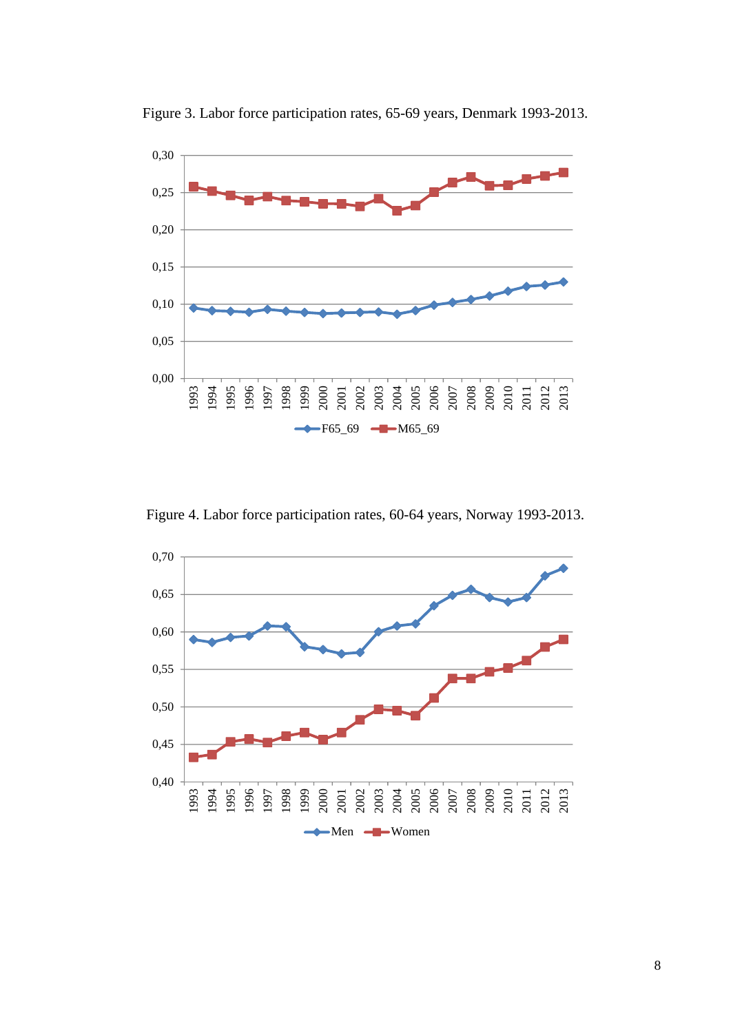Figure 3. Labor force participation rates, 65-69 years, Denmark 1993-2013.

Figure 4. Labor force participation rates, 60-64 years, Norway 1993-2013.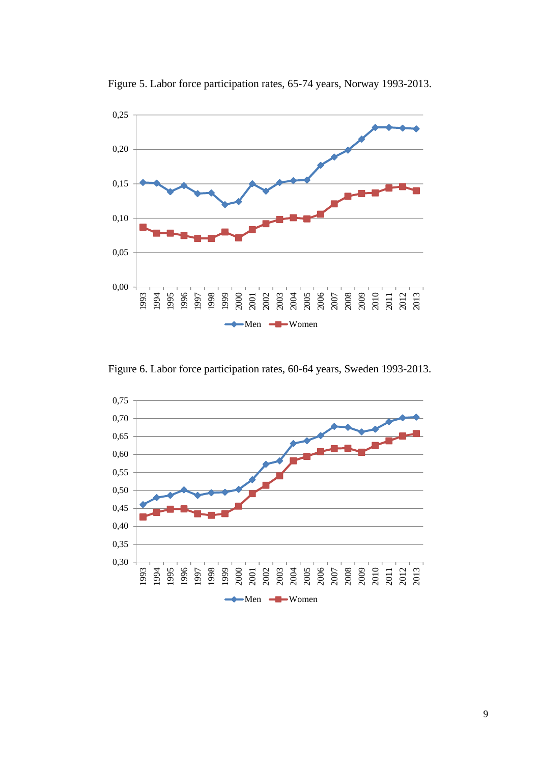Figure 5. Labor force participation rates, 65-74 years, Norway 1993-2013.

Figure 6. Labor force participation rates, 60-64 years, Sweden 1993-2013.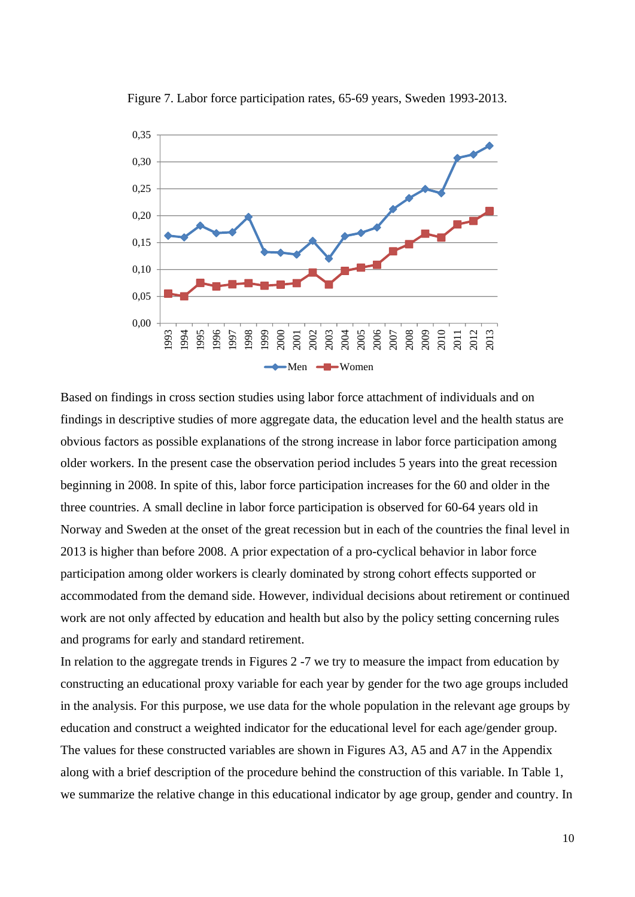Figure 7. Labor force participation rates, 65-69 years, Sweden 1993-2013.

Based on findings in cross section studies using labor force attachment of individuals and on findings in descriptive studies of more aggregate data, the education level and the health status are obvious factors as possible explanations of the strong increase in labor force participation among older workers. In the present case the observation period includes 5 years into the great recession beginning in 2008. In spite of this, labor force participation increases for the 60 and older in the three countries. A small decline in labor force participation is observed for 60-64 years old in Norway and Sweden at the onset of the great recession but in each of the countries the final level in 2013 is higher than before 2008. A prior expectation of a pro-cyclical behavior in labor force participation among older workers is clearly dominated by strong cohort effects supported or accommodated from the demand side. However, individual decisions about retirement or continued work are not only affected by education and health but also by the policy setting concerning rules and programs for early and standard retirement.

In relation to the aggregate trends in Figures 2 -7 we try to measure the impact from education by constructing an educational proxy variable for each year by gender for the two age groups included in the analysis. For this purpose, we use data for the whole population in the relevant age groups by education and construct a weighted indicator for the educational level for each age/gender group. The values for these constructed variables are shown in Figures A3, A5 and A7 in the Appendix along with a brief description of the procedure behind the construction of this variable. In Table 1, we summarize the relative change in this educational indicator by age group, gender and country. In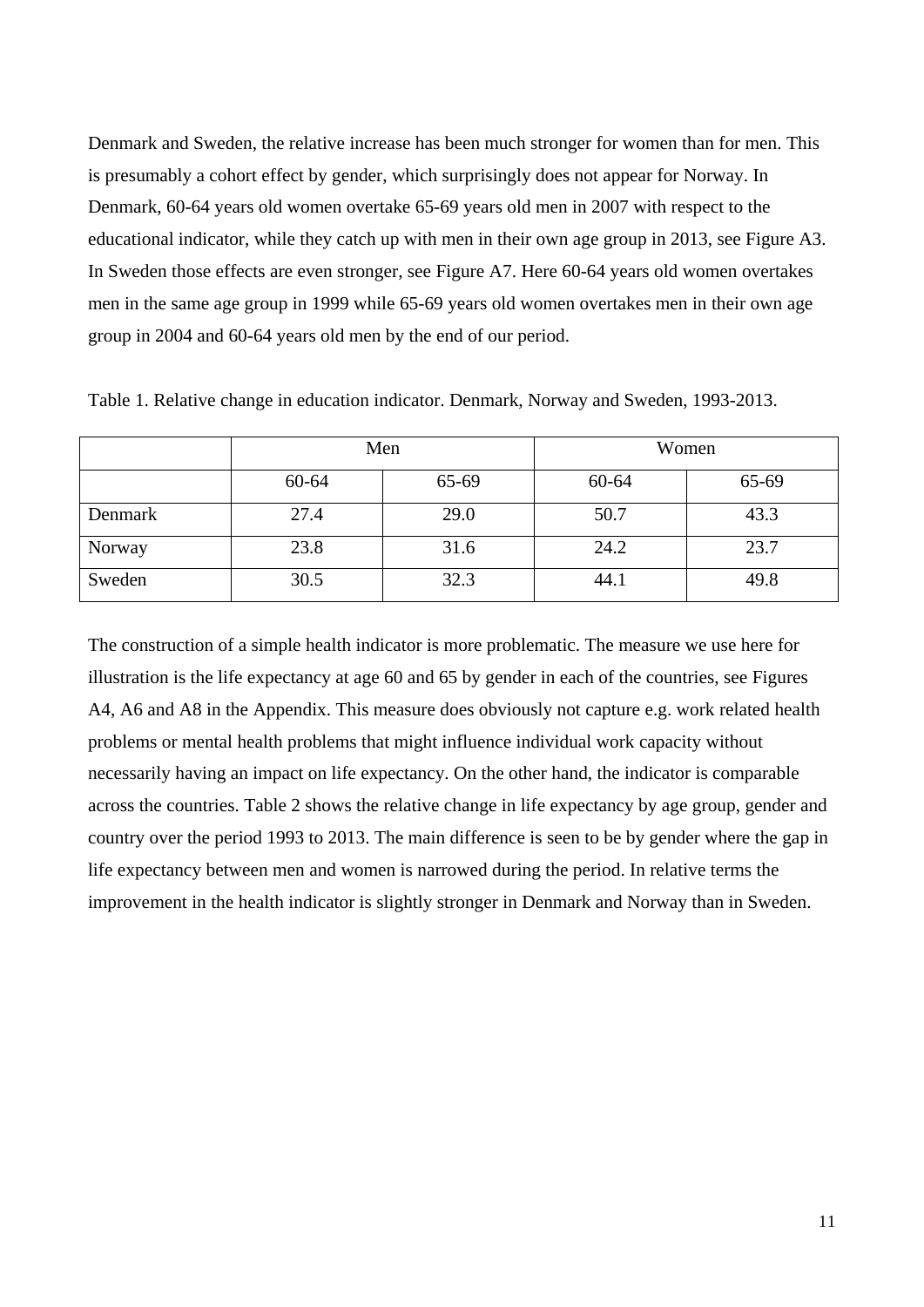Denmark and Sweden, the relative increase has been much stronger for women than for men. This is presumably a cohort effect by gender, which surprisingly does not appear for Norway. In Denmark, 60-64 years old women overtake 65-69 years old men in 2007 with respect to the educational indicator, while they catch up with men in their own age group in 2013, see Figure A3. In Sweden those effects are even stronger, see Figure A7. Here 60-64 years old women overtakes men in the same age group in 1999 while 65-69 years old women overtakes men in their own age group in 2004 and 60-64 years old men by the end of our period.

Table 1. Relative change in education indicator. Denmark, Norway and Sweden, 1993-2013.

| | Men | | Women | |
|---|---|---|---|---|
| | 60-64 | 65-69 | 60-64 | 65-69 |
| Denmark | 27.4 | 29.0 | 50.7 | 43.3 |
| Norway | 23.8 | 31.6 | 24.2 | 23.7 |
| Sweden | 30.5 | 32.3 | 44.1 | 49.8 |

The construction of a simple health indicator is more problematic. The measure we use here for illustration is the life expectancy at age 60 and 65 by gender in each of the countries, see Figures A4, A6 and A8 in the Appendix. This measure does obviously not capture e.g. work related health problems or mental health problems that might influence individual work capacity without necessarily having an impact on life expectancy. On the other hand, the indicator is comparable across the countries. Table 2 shows the relative change in life expectancy by age group, gender and country over the period 1993 to 2013. The main difference is seen to be by gender where the gap in life expectancy between men and women is narrowed during the period. In relative terms the improvement in the health indicator is slightly stronger in Denmark and Norway than in Sweden.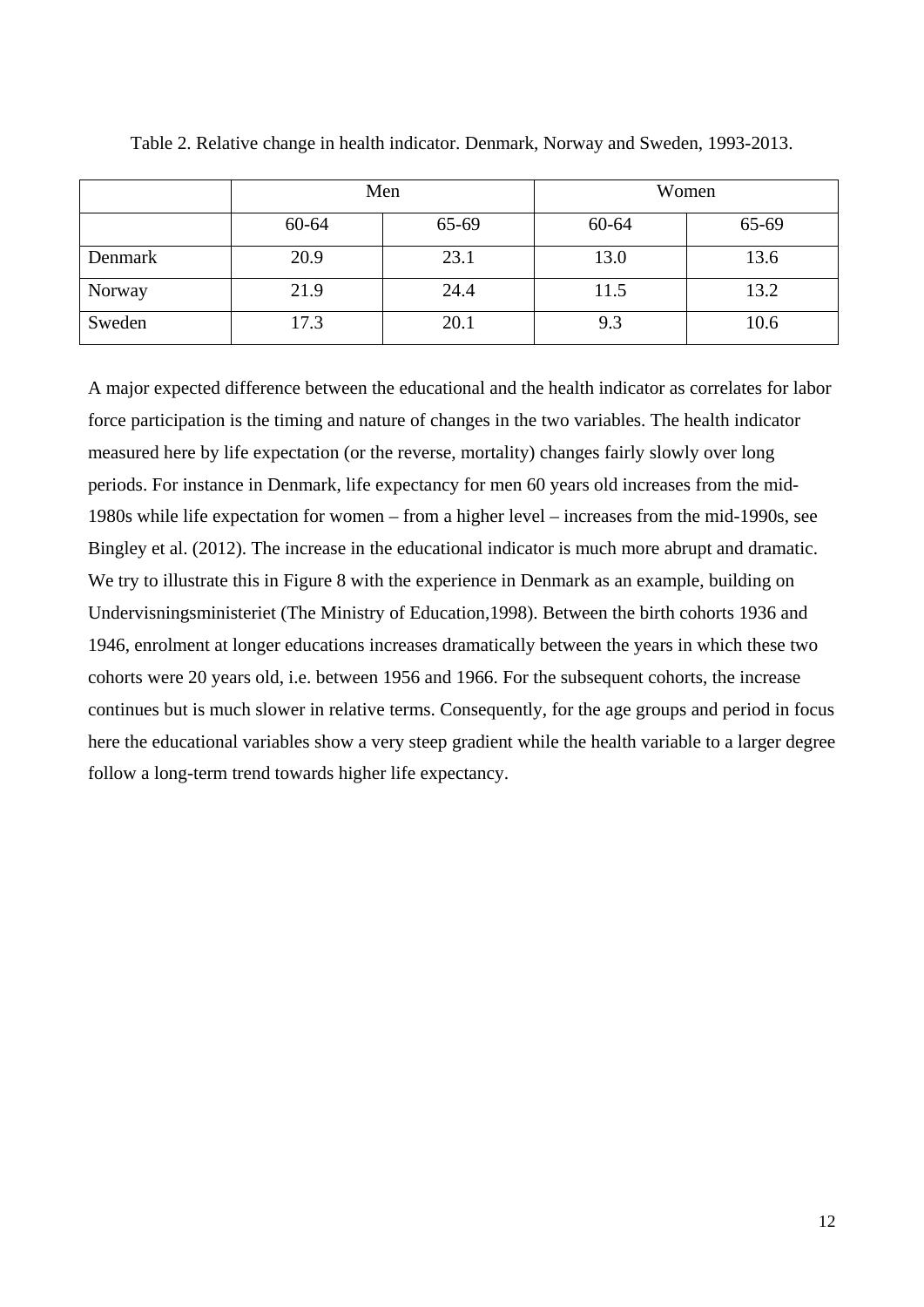Table 2. Relative change in health indicator. Denmark, Norway and Sweden, 1993-2013.

| | Men | | Women | |
|---|---|---|---|---|
| | 60-64 | 65-69 | 60-64 | 65-69 |
| Denmark | 20.9 | 23.1 | 13.0 | 13.6 |
| Norway | 21.9 | 24.4 | 11.5 | 13.2 |
| Sweden | 17.3 | 20.1 | 9.3 | 10.6 |

A major expected difference between the educational and the health indicator as correlates for labor force participation is the timing and nature of changes in the two variables. The health indicator measured here by life expectation (or the reverse, mortality) changes fairly slowly over long periods. For instance in Denmark, life expectancy for men 60 years old increases from the mid-1980s while life expectation for women – from a higher level – increases from the mid-1990s, see Bingley et al. (2012). The increase in the educational indicator is much more abrupt and dramatic. We try to illustrate this in Figure 8 with the experience in Denmark as an example, building on Undervisningsministeriet (The Ministry of Education,1998). Between the birth cohorts 1936 and 1946, enrolment at longer educations increases dramatically between the years in which these two cohorts were 20 years old, i.e. between 1956 and 1966. For the subsequent cohorts, the increase continues but is much slower in relative terms. Consequently, for the age groups and period in focus here the educational variables show a very steep gradient while the health variable to a larger degree follow a long-term trend towards higher life expectancy.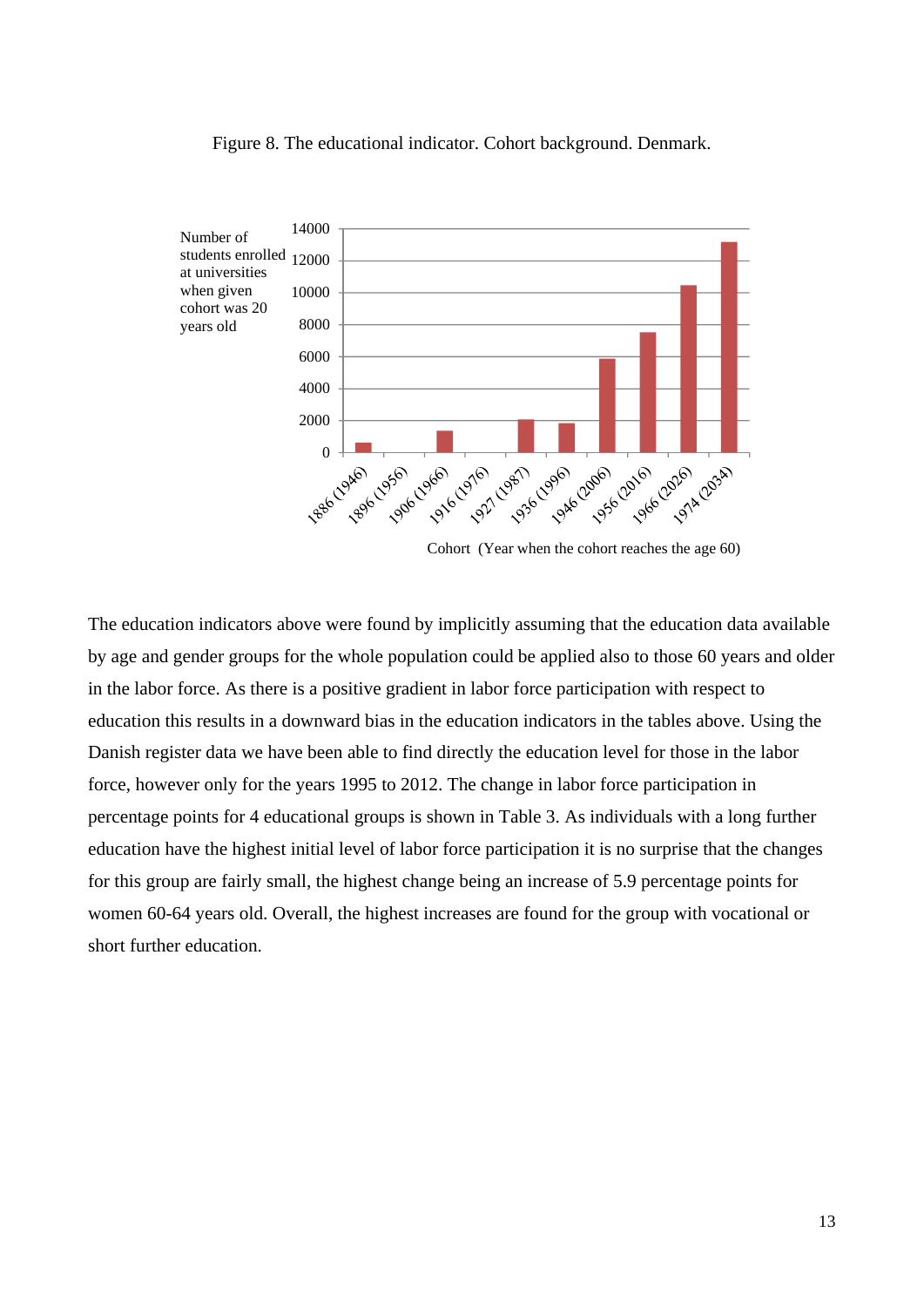Figure 8. The educational indicator. Cohort background. Denmark.

The education indicators above were found by implicitly assuming that the education data available by age and gender groups for the whole population could be applied also to those 60 years and older in the labor force. As there is a positive gradient in labor force participation with respect to education this results in a downward bias in the education indicators in the tables above. Using the Danish register data we have been able to find directly the education level for those in the labor force, however only for the years 1995 to 2012. The change in labor force participation in percentage points for 4 educational groups is shown in Table 3. As individuals with a long further education have the highest initial level of labor force participation it is no surprise that the changes for this group are fairly small, the highest change being an increase of 5.9 percentage points for women 60-64 years old. Overall, the highest increases are found for the group with vocational or short further education.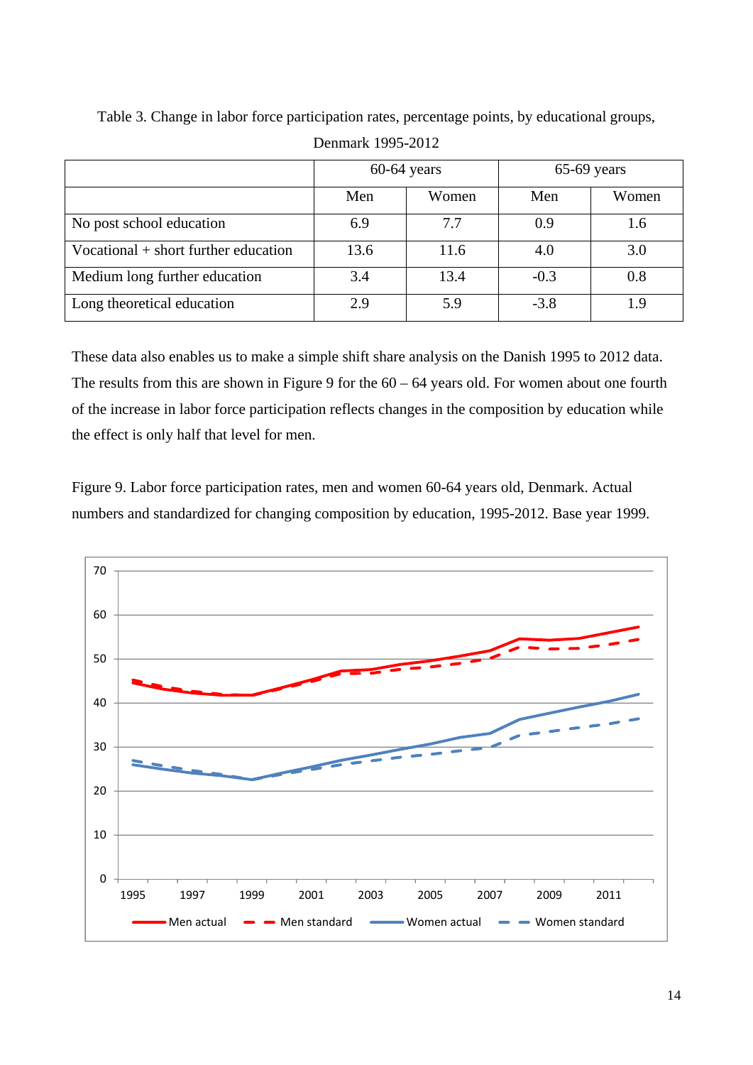Table 3. Change in labor force participation rates, percentage points, by educational groups, Denmark 1995-2012

| | 60-64 years | | 65-69 years | |
|---|---|---|---|---|
| | Men | Women | Men | Women |
| No post school education | 6.9 | 7.7 | 0.9 | 1.6 |
| Vocational + short further education | 13.6 | 11.6 | 4.0 | 3.0 |
| Medium long further education | 3.4 | 13.4 | -0.3 | 0.8 |
| Long theoretical education | 2.9 | 5.9 | -3.8 | 1.9 |

These data also enables us to make a simple shift share analysis on the Danish 1995 to 2012 data. The results from this are shown in Figure 9 for the 60 – 64 years old. For women about one fourth of the increase in labor force participation reflects changes in the composition by education while the effect is only half that level for men.

Figure 9. Labor force participation rates, men and women 60-64 years old, Denmark. Actual numbers and standardized for changing composition by education, 1995-2012. Base year 1999.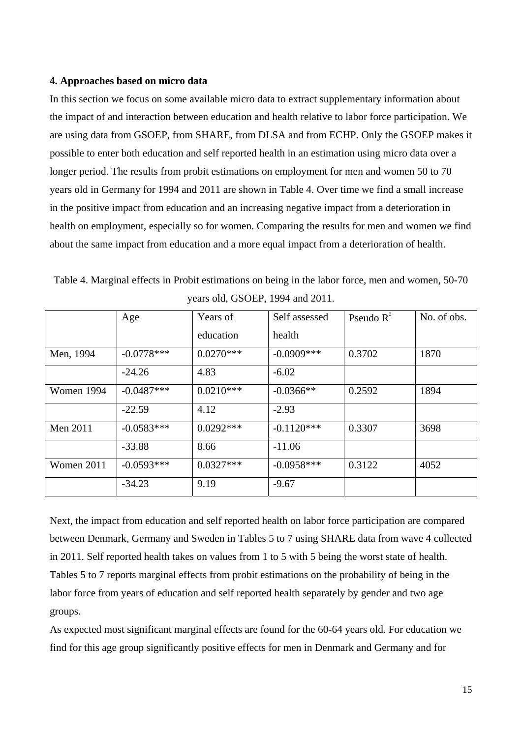### 4. Approaches based on micro data

In this section we focus on some available micro data to extract supplementary information about the impact of and interaction between education and health relative to labor force participation. We are using data from GSOEP, from SHARE, from DLSA and from ECHP. Only the GSOEP makes it possible to enter both education and self reported health in an estimation using micro data over a longer period. The results from probit estimations on employment for men and women 50 to 70 years old in Germany for 1994 and 2011 are shown in Table 4. Over time we find a small increase in the positive impact from education and an increasing negative impact from a deterioration in health on employment, especially so for women. Comparing the results for men and women we find about the same impact from education and a more equal impact from a deterioration of health.

Table 4. Marginal effects in Probit estimations on being in the labor force, men and women, 50-70 years old, GSOEP, 1994 and 2011.

| | Age | Years of education | Self assessed health | Pseudo $R^2$ | No. of obs. |
|---|---|---|---|---|---|
| Men, 1994 | -0.0778*** | 0.0270*** | -0.0909*** | 0.3702 | 1870 |
| | -24.26 | 4.83 | -6.02 | | |
| Women 1994 | -0.0487*** | 0.0210*** | -0.0366** | 0.2592 | 1894 |
| | -22.59 | 4.12 | -2.93 | | |
| Men 2011 | -0.0583*** | 0.0292*** | -0.1120*** | 0.3307 | 3698 |
| | -33.88 | 8.66 | -11.06 | | |
| Women 2011 | -0.0593*** | 0.0327*** | -0.0958*** | 0.3122 | 4052 |
| | -34.23 | 9.19 | -9.67 | | |

Next, the impact from education and self reported health on labor force participation are compared between Denmark, Germany and Sweden in Tables 5 to 7 using SHARE data from wave 4 collected in 2011. Self reported health takes on values from 1 to 5 with 5 being the worst state of health. Tables 5 to 7 reports marginal effects from probit estimations on the probability of being in the labor force from years of education and self reported health separately by gender and two age groups.

As expected most significant marginal effects are found for the 60-64 years old. For education we find for this age group significantly positive effects for men in Denmark and Germany and for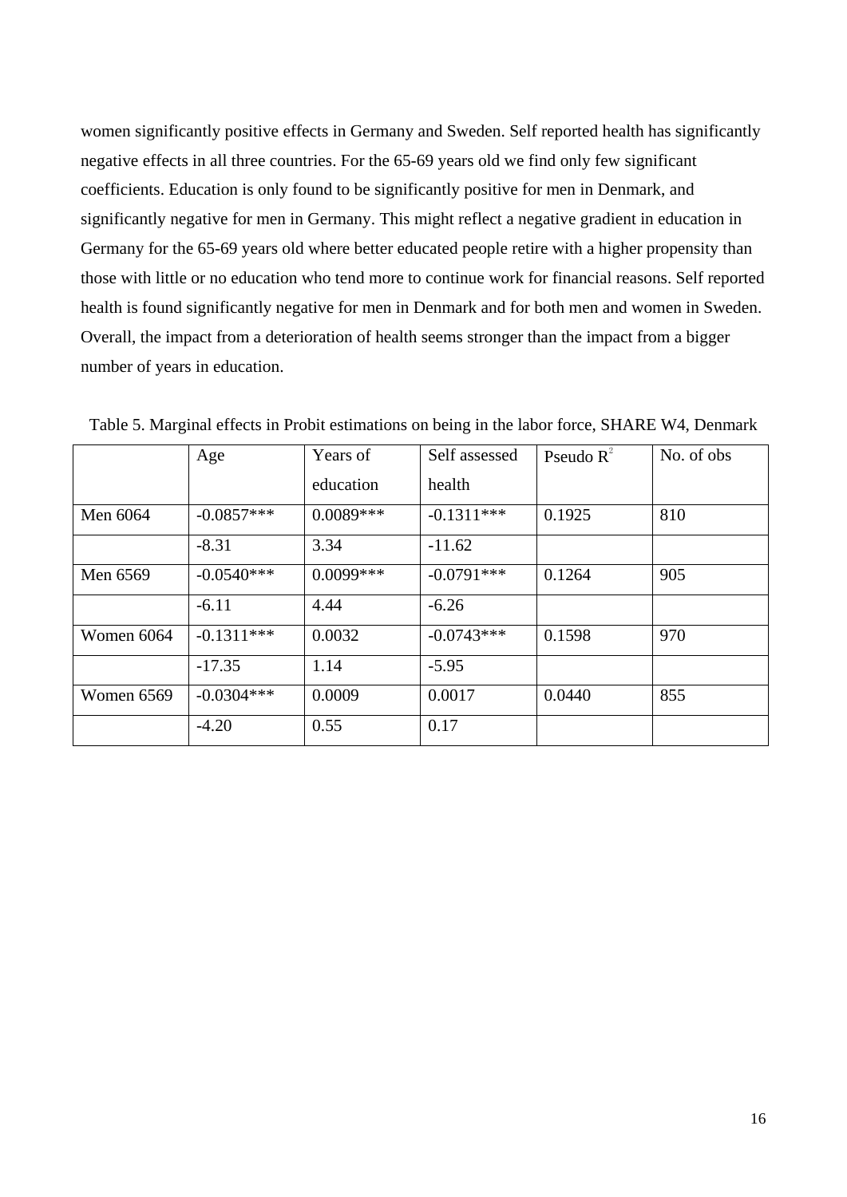women significantly positive effects in Germany and Sweden. Self reported health has significantly negative effects in all three countries. For the 65-69 years old we find only few significant coefficients. Education is only found to be significantly positive for men in Denmark, and significantly negative for men in Germany. This might reflect a negative gradient in education in Germany for the 65-69 years old where better educated people retire with a higher propensity than those with little or no education who tend more to continue work for financial reasons. Self reported health is found significantly negative for men in Denmark and for both men and women in Sweden. Overall, the impact from a deterioration of health seems stronger than the impact from a bigger number of years in education.

Table 5. Marginal effects in Probit estimations on being in the labor force, SHARE W4, Denmark

| | Age | Years of education | Self assessed health | Pseudo $R^2$ | No. of obs |
|---|---|---|---|---|---|
| Men 6064 | -0.0857*** | 0.0089*** | -0.1311*** | 0.1925 | 810 |
| | -8.31 | 3.34 | -11.62 | | |
| Men 6569 | -0.0540*** | 0.0099*** | -0.0791*** | 0.1264 | 905 |
| | -6.11 | 4.44 | -6.26 | | |
| Women 6064 | -0.1311*** | 0.0032 | -0.0743*** | 0.1598 | 970 |
| | -17.35 | 1.14 | -5.95 | | |
| Women 6569 | -0.0304*** | 0.0009 | 0.0017 | 0.0440 | 855 |
| | -4.20 | 0.55 | 0.17 | | |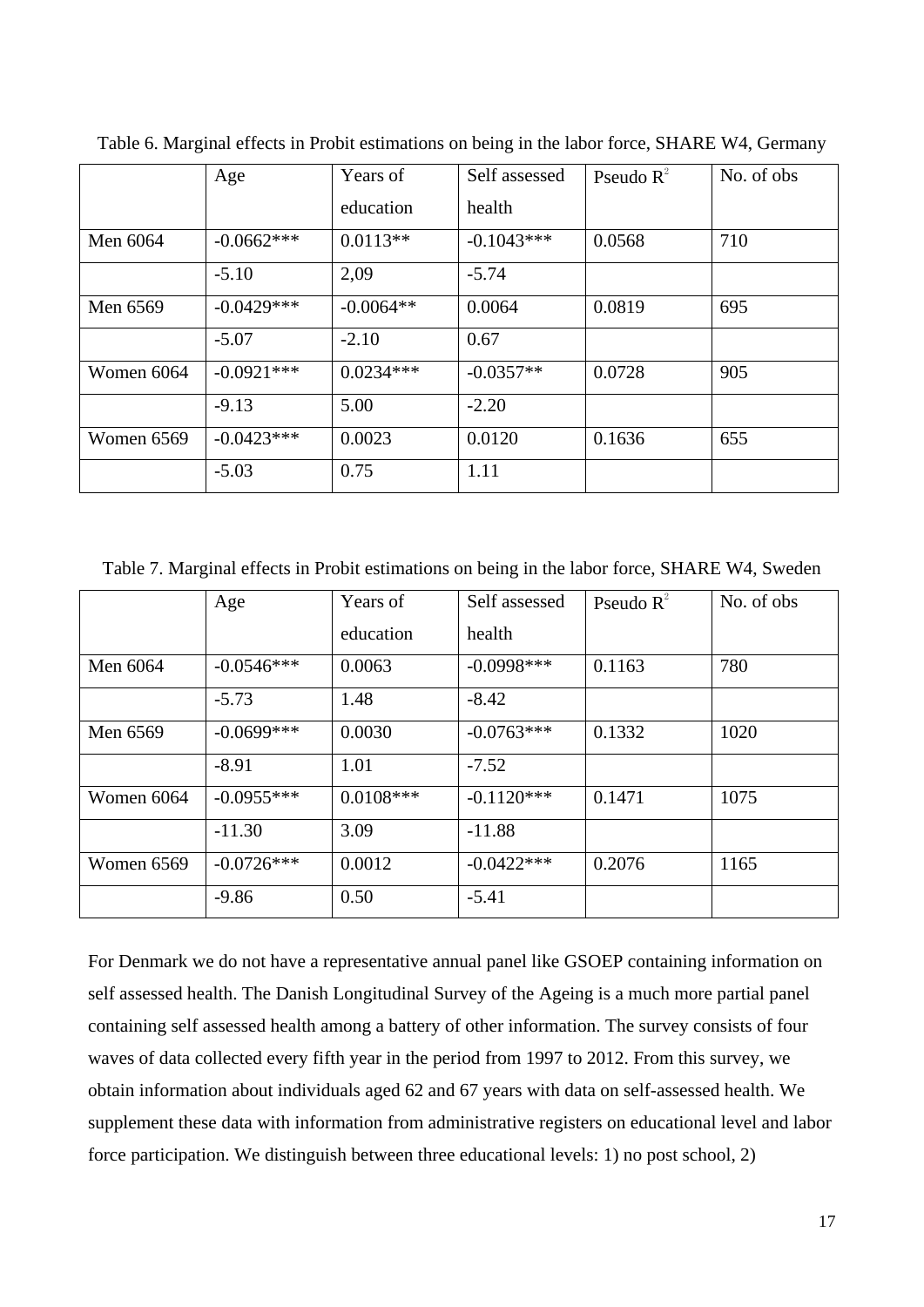Table 6. Marginal effects in Probit estimations on being in the labor force, SHARE W4, Germany

|  | Age | Years of education | Self assessed health | Pseudo $R^2$ | No. of obs |
|---|---|---|---|---|---|
| Men 6064 | -0.0662*** | 0.0113** | -0.1043*** | 0.0568 | 710 |
|  | -5.10 | 2,09 | -5.74 |  |  |
| Men 6569 | -0.0429*** | -0.0064** | 0.0064 | 0.0819 | 695 |
|  | -5.07 | -2.10 | 0.67 |  |  |
| Women 6064 | -0.0921*** | 0.0234*** | -0.0357** | 0.0728 | 905 |
|  | -9.13 | 5.00 | -2.20 |  |  |
| Women 6569 | -0.0423*** | 0.0023 | 0.0120 | 0.1636 | 655 |
|  | -5.03 | 0.75 | 1.11 |  |  |

Table 7. Marginal effects in Probit estimations on being in the labor force, SHARE W4, Sweden

|  | Age | Years of education | Self assessed health | Pseudo $R^2$ | No. of obs |
|---|---|---|---|---|---|
| Men 6064 | -0.0546*** | 0.0063 | -0.0998*** | 0.1163 | 780 |
|  | -5.73 | 1.48 | -8.42 |  |  |
| Men 6569 | -0.0699*** | 0.0030 | -0.0763*** | 0.1332 | 1020 |
|  | -8.91 | 1.01 | -7.52 |  |  |
| Women 6064 | -0.0955*** | 0.0108*** | -0.1120*** | 0.1471 | 1075 |
|  | -11.30 | 3.09 | -11.88 |  |  |
| Women 6569 | -0.0726*** | 0.0012 | -0.0422*** | 0.2076 | 1165 |
|  | -9.86 | 0.50 | -5.41 |  |  |

For Denmark we do not have a representative annual panel like GSOEP containing information on self assessed health. The Danish Longitudinal Survey of the Ageing is a much more partial panel containing self assessed health among a battery of other information. The survey consists of four waves of data collected every fifth year in the period from 1997 to 2012. From this survey, we obtain information about individuals aged 62 and 67 years with data on self-assessed health. We supplement these data with information from administrative registers on educational level and labor force participation. We distinguish between three educational levels: 1) no post school, 2)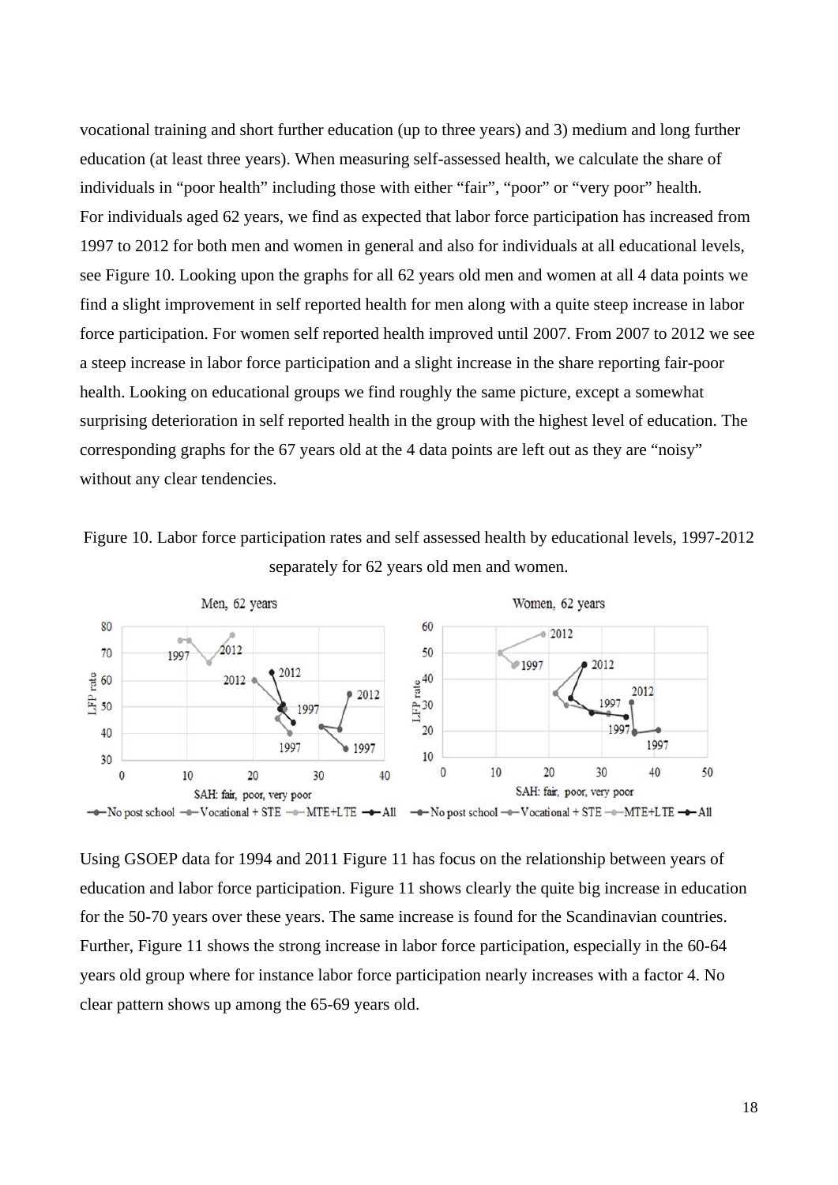vocational training and short further education (up to three years) and 3) medium and long further education (at least three years). When measuring self-assessed health, we calculate the share of individuals in "poor health" including those with either "fair", "poor" or "very poor" health.
For individuals aged 62 years, we find as expected that labor force participation has increased from 1997 to 2012 for both men and women in general and also for individuals at all educational levels, see Figure 10. Looking upon the graphs for all 62 years old men and women at all 4 data points we find a slight improvement in self reported health for men along with a quite steep increase in labor force participation. For women self reported health improved until 2007. From 2007 to 2012 we see a steep increase in labor force participation and a slight increase in the share reporting fair-poor health. Looking on educational groups we find roughly the same picture, except a somewhat surprising deterioration in self reported health in the group with the highest level of education. The corresponding graphs for the 67 years old at the 4 data points are left out as they are "noisy" without any clear tendencies.

Figure 10. Labor force participation rates and self assessed health by educational levels, 1997-2012 separately for 62 years old men and women.

Using GSOEP data for 1994 and 2011 Figure 11 has focus on the relationship between years of education and labor force participation. Figure 11 shows clearly the quite big increase in education for the 50-70 years over these years. The same increase is found for the Scandinavian countries. Further, Figure 11 shows the strong increase in labor force participation, especially in the 60-64 years old group where for instance labor force participation nearly increases with a factor 4. No clear pattern shows up among the 65-69 years old.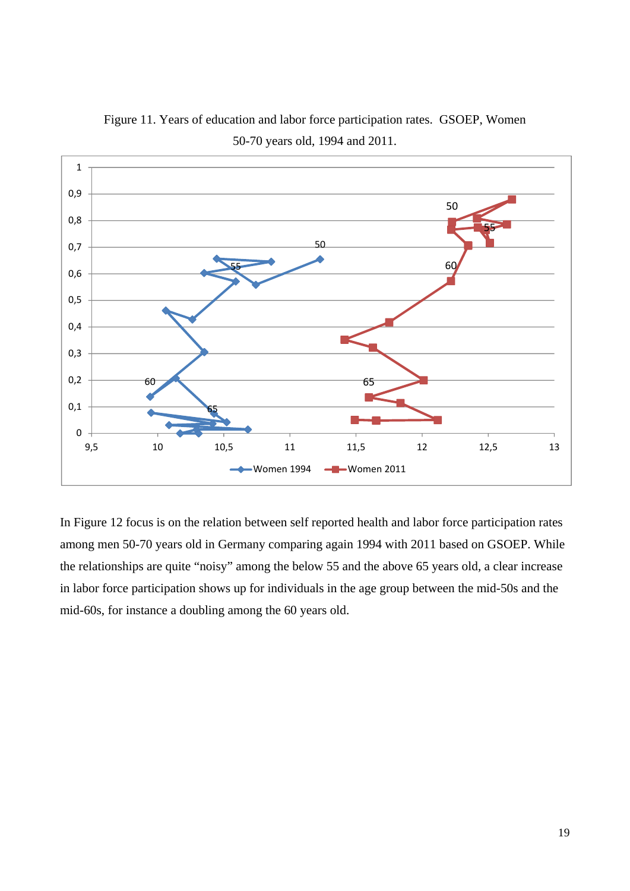Figure 11. Years of education and labor force participation rates. GSOEP, Women 50-70 years old, 1994 and 2011.

In Figure 12 focus is on the relation between self reported health and labor force participation rates among men 50-70 years old in Germany comparing again 1994 with 2011 based on GSOEP. While the relationships are quite “noisy” among the below 55 and the above 65 years old, a clear increase in labor force participation shows up for individuals in the age group between the mid-50s and the mid-60s, for instance a doubling among the 60 years old.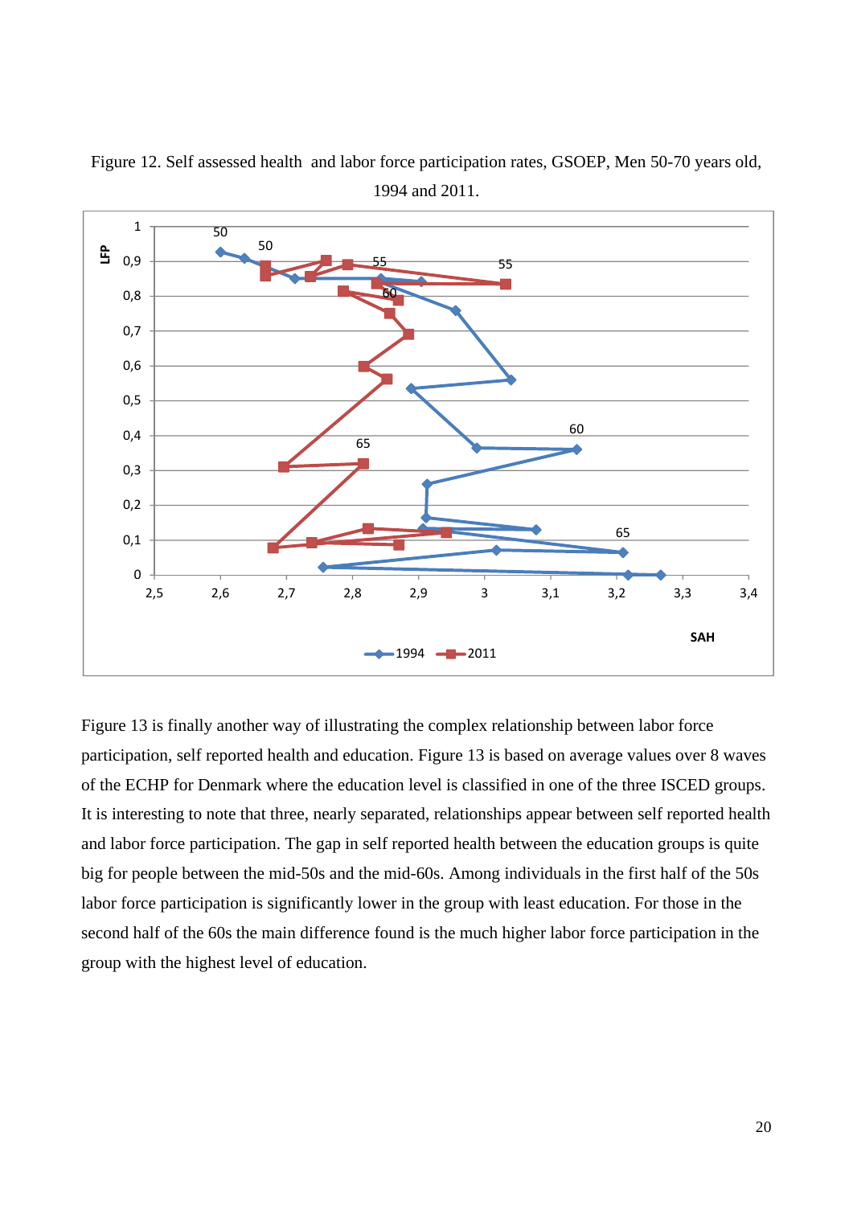Figure 12. Self assessed health and labor force participation rates, GSOEP, Men 50-70 years old, 1994 and 2011.

Figure 13 is finally another way of illustrating the complex relationship between labor force participation, self reported health and education. Figure 13 is based on average values over 8 waves of the ECHP for Denmark where the education level is classified in one of the three ISCED groups. It is interesting to note that three, nearly separated, relationships appear between self reported health and labor force participation. The gap in self reported health between the education groups is quite big for people between the mid-50s and the mid-60s. Among individuals in the first half of the 50s labor force participation is significantly lower in the group with least education. For those in the second half of the 60s the main difference found is the much higher labor force participation in the group with the highest level of education.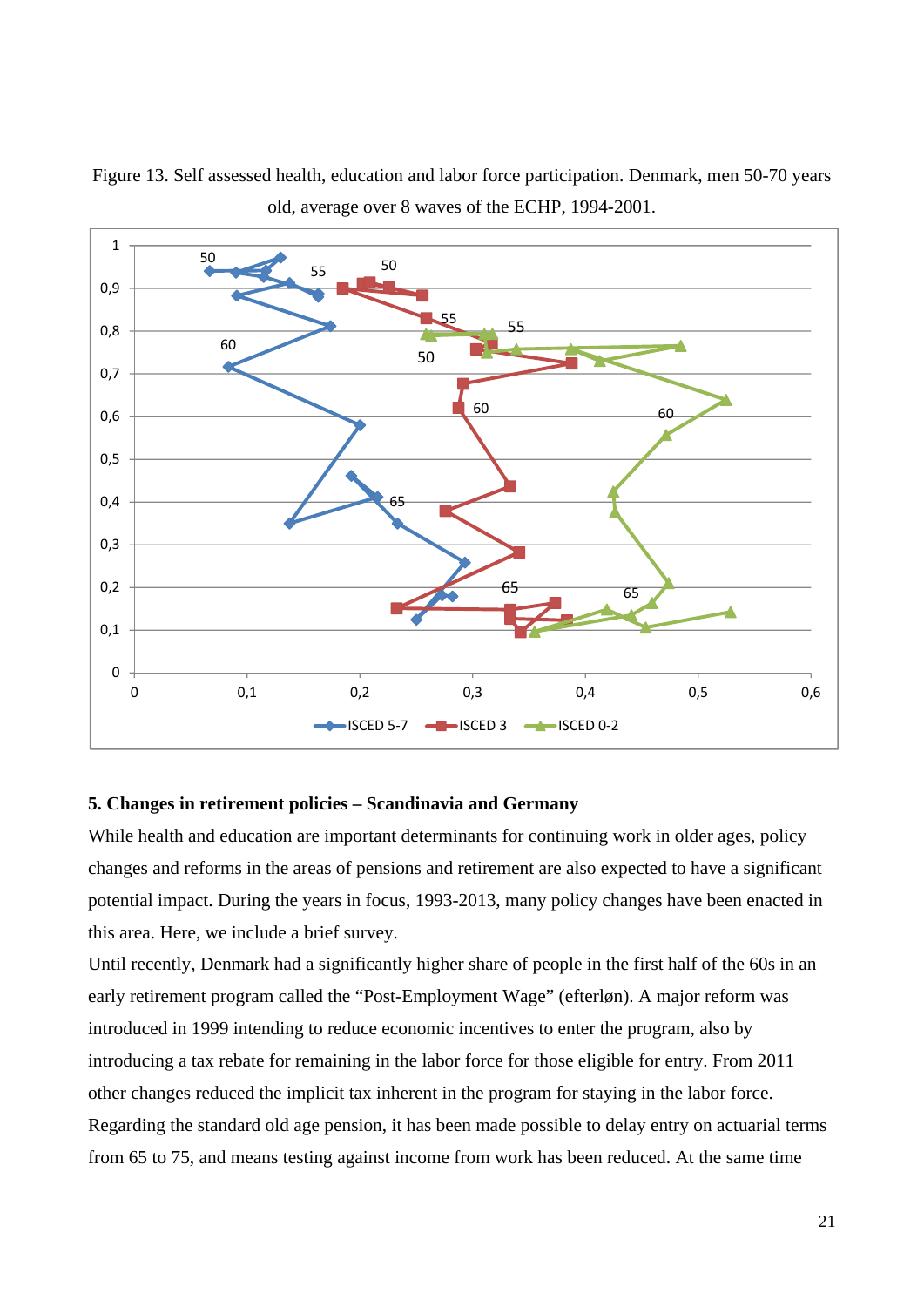Figure 13. Self assessed health, education and labor force participation. Denmark, men 50-70 years old, average over 8 waves of the ECHP, 1994-2001.

## 5. Changes in retirement policies – Scandinavia and Germany

While health and education are important determinants for continuing work in older ages, policy changes and reforms in the areas of pensions and retirement are also expected to have a significant potential impact. During the years in focus, 1993-2013, many policy changes have been enacted in this area. Here, we include a brief survey.

Until recently, Denmark had a significantly higher share of people in the first half of the 60s in an early retirement program called the "Post-Employment Wage" (efterløn). A major reform was introduced in 1999 intending to reduce economic incentives to enter the program, also by introducing a tax rebate for remaining in the labor force for those eligible for entry. From 2011 other changes reduced the implicit tax inherent in the program for staying in the labor force. Regarding the standard old age pension, it has been made possible to delay entry on actuarial terms from 65 to 75, and means testing against income from work has been reduced. At the same time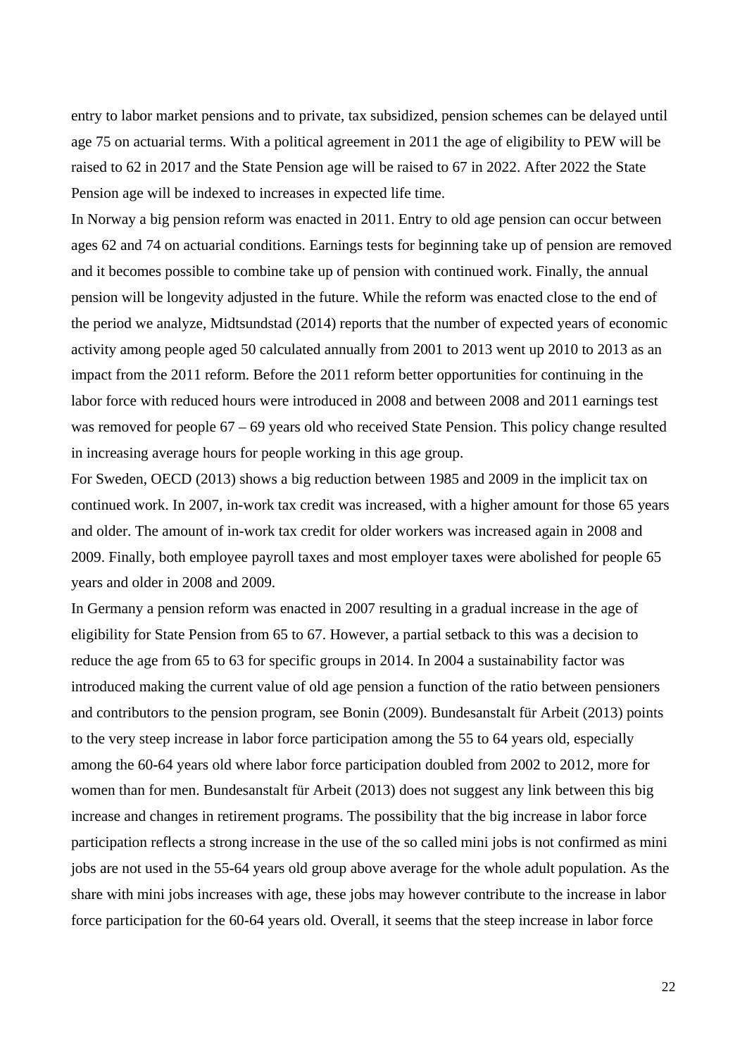entry to labor market pensions and to private, tax subsidized, pension schemes can be delayed until age 75 on actuarial terms. With a political agreement in 2011 the age of eligibility to PEW will be raised to 62 in 2017 and the State Pension age will be raised to 67 in 2022. After 2022 the State Pension age will be indexed to increases in expected life time.

In Norway a big pension reform was enacted in 2011. Entry to old age pension can occur between ages 62 and 74 on actuarial conditions. Earnings tests for beginning take up of pension are removed and it becomes possible to combine take up of pension with continued work. Finally, the annual pension will be longevity adjusted in the future. While the reform was enacted close to the end of the period we analyze, Midtsundstad (2014) reports that the number of expected years of economic activity among people aged 50 calculated annually from 2001 to 2013 went up 2010 to 2013 as an impact from the 2011 reform. Before the 2011 reform better opportunities for continuing in the labor force with reduced hours were introduced in 2008 and between 2008 and 2011 earnings test was removed for people 67 – 69 years old who received State Pension. This policy change resulted in increasing average hours for people working in this age group.

For Sweden, OECD (2013) shows a big reduction between 1985 and 2009 in the implicit tax on continued work. In 2007, in-work tax credit was increased, with a higher amount for those 65 years and older. The amount of in-work tax credit for older workers was increased again in 2008 and 2009. Finally, both employee payroll taxes and most employer taxes were abolished for people 65 years and older in 2008 and 2009.

In Germany a pension reform was enacted in 2007 resulting in a gradual increase in the age of eligibility for State Pension from 65 to 67. However, a partial setback to this was a decision to reduce the age from 65 to 63 for specific groups in 2014. In 2004 a sustainability factor was introduced making the current value of old age pension a function of the ratio between pensioners and contributors to the pension program, see Bonin (2009). Bundesanstalt für Arbeit (2013) points to the very steep increase in labor force participation among the 55 to 64 years old, especially among the 60-64 years old where labor force participation doubled from 2002 to 2012, more for women than for men. Bundesanstalt für Arbeit (2013) does not suggest any link between this big increase and changes in retirement programs. The possibility that the big increase in labor force participation reflects a strong increase in the use of the so called mini jobs is not confirmed as mini jobs are not used in the 55-64 years old group above average for the whole adult population. As the share with mini jobs increases with age, these jobs may however contribute to the increase in labor force participation for the 60-64 years old. Overall, it seems that the steep increase in labor force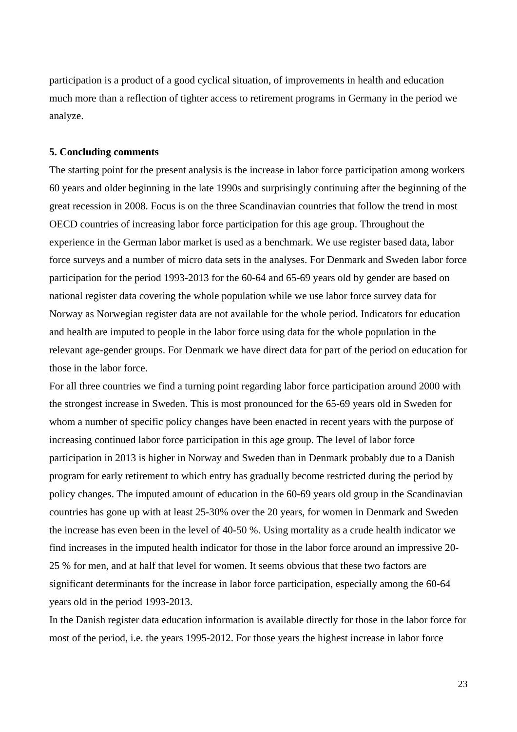participation is a product of a good cyclical situation, of improvements in health and education much more than a reflection of tighter access to retirement programs in Germany in the period we analyze.

## 5. Concluding comments

The starting point for the present analysis is the increase in labor force participation among workers 60 years and older beginning in the late 1990s and surprisingly continuing after the beginning of the great recession in 2008. Focus is on the three Scandinavian countries that follow the trend in most OECD countries of increasing labor force participation for this age group. Throughout the experience in the German labor market is used as a benchmark. We use register based data, labor force surveys and a number of micro data sets in the analyses. For Denmark and Sweden labor force participation for the period 1993-2013 for the 60-64 and 65-69 years old by gender are based on national register data covering the whole population while we use labor force survey data for Norway as Norwegian register data are not available for the whole period. Indicators for education and health are imputed to people in the labor force using data for the whole population in the relevant age-gender groups. For Denmark we have direct data for part of the period on education for those in the labor force.

For all three countries we find a turning point regarding labor force participation around 2000 with the strongest increase in Sweden. This is most pronounced for the 65-69 years old in Sweden for whom a number of specific policy changes have been enacted in recent years with the purpose of increasing continued labor force participation in this age group. The level of labor force participation in 2013 is higher in Norway and Sweden than in Denmark probably due to a Danish program for early retirement to which entry has gradually become restricted during the period by policy changes. The imputed amount of education in the 60-69 years old group in the Scandinavian countries has gone up with at least 25-30% over the 20 years, for women in Denmark and Sweden the increase has even been in the level of 40-50 %. Using mortality as a crude health indicator we find increases in the imputed health indicator for those in the labor force around an impressive 20-25 % for men, and at half that level for women. It seems obvious that these two factors are significant determinants for the increase in labor force participation, especially among the 60-64 years old in the period 1993-2013.

In the Danish register data education information is available directly for those in the labor force for most of the period, i.e. the years 1995-2012. For those years the highest increase in labor force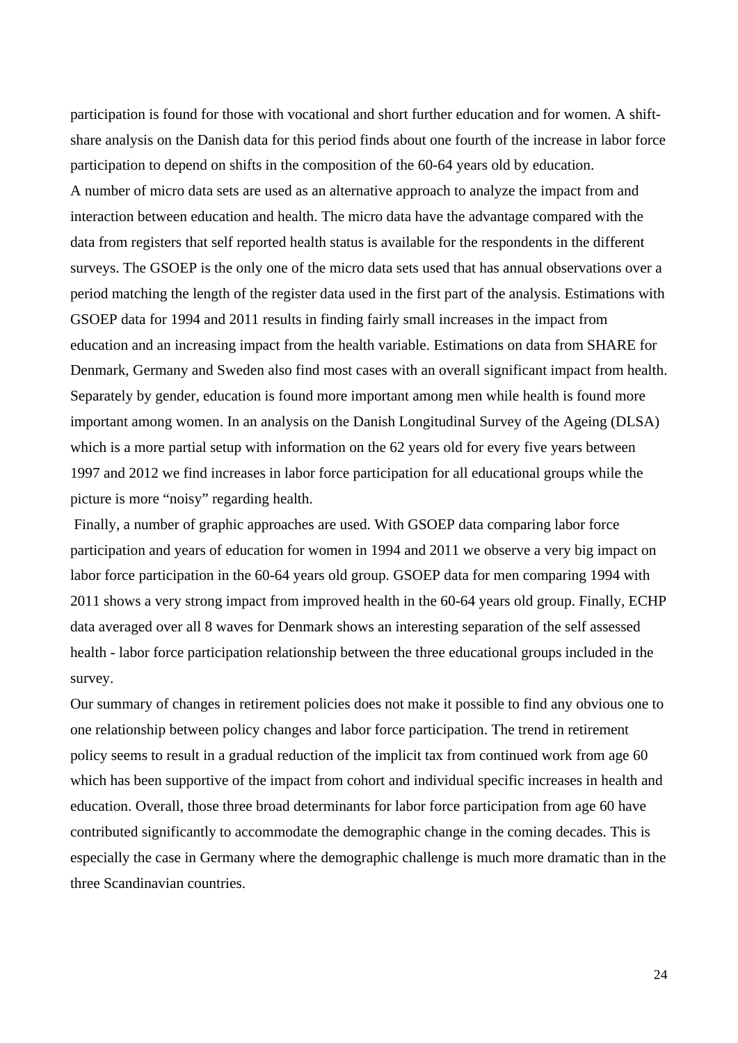participation is found for those with vocational and short further education and for women. A shift-share analysis on the Danish data for this period finds about one fourth of the increase in labor force participation to depend on shifts in the composition of the 60-64 years old by education.

A number of micro data sets are used as an alternative approach to analyze the impact from and interaction between education and health. The micro data have the advantage compared with the data from registers that self reported health status is available for the respondents in the different surveys. The GSOEP is the only one of the micro data sets used that has annual observations over a period matching the length of the register data used in the first part of the analysis. Estimations with GSOEP data for 1994 and 2011 results in finding fairly small increases in the impact from education and an increasing impact from the health variable. Estimations on data from SHARE for Denmark, Germany and Sweden also find most cases with an overall significant impact from health. Separately by gender, education is found more important among men while health is found more important among women. In an analysis on the Danish Longitudinal Survey of the Ageing (DLSA) which is a more partial setup with information on the 62 years old for every five years between 1997 and 2012 we find increases in labor force participation for all educational groups while the picture is more "noisy" regarding health.

Finally, a number of graphic approaches are used. With GSOEP data comparing labor force participation and years of education for women in 1994 and 2011 we observe a very big impact on labor force participation in the 60-64 years old group. GSOEP data for men comparing 1994 with 2011 shows a very strong impact from improved health in the 60-64 years old group. Finally, ECHP data averaged over all 8 waves for Denmark shows an interesting separation of the self assessed health - labor force participation relationship between the three educational groups included in the survey.

Our summary of changes in retirement policies does not make it possible to find any obvious one to one relationship between policy changes and labor force participation. The trend in retirement policy seems to result in a gradual reduction of the implicit tax from continued work from age 60 which has been supportive of the impact from cohort and individual specific increases in health and education. Overall, those three broad determinants for labor force participation from age 60 have contributed significantly to accommodate the demographic change in the coming decades. This is especially the case in Germany where the demographic challenge is much more dramatic than in the three Scandinavian countries.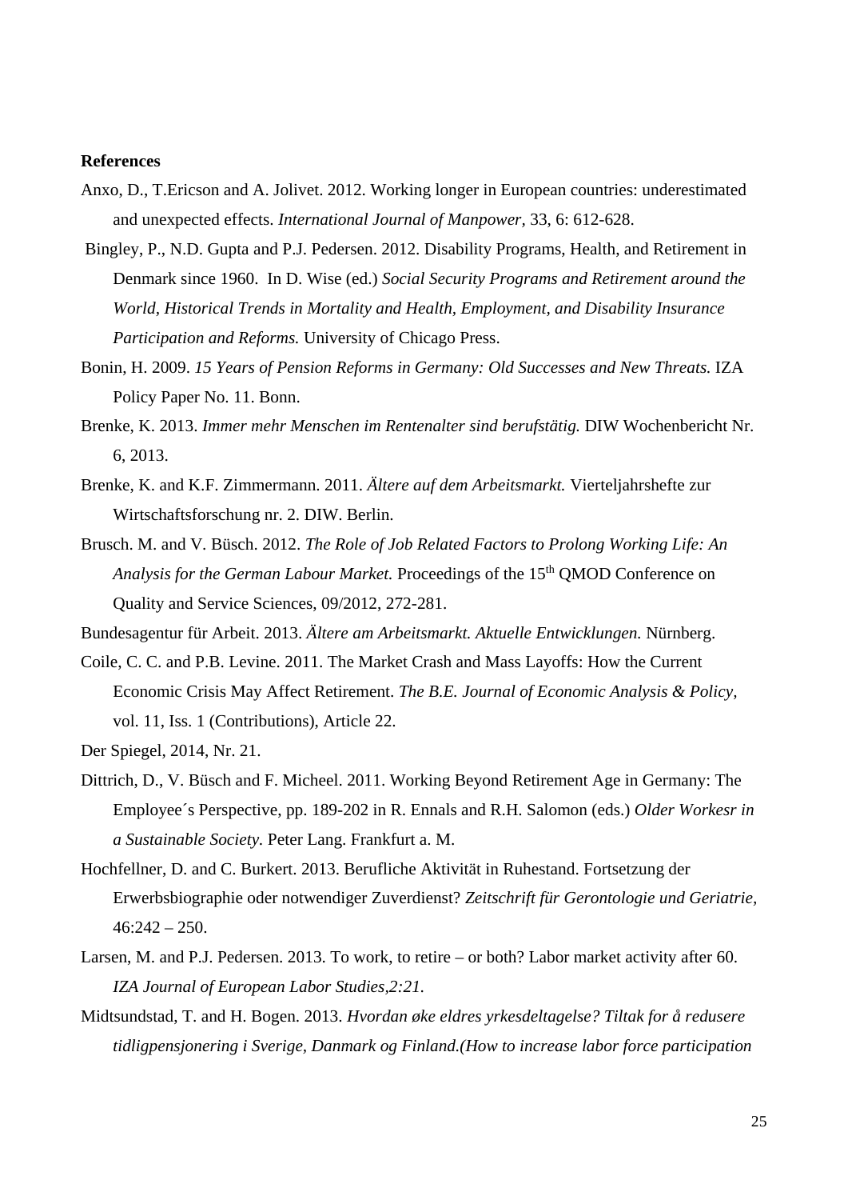**References**

Anxo, D., T.Ericson and A. Jolivet. 2012. Working longer in European countries: underestimated and unexpected effects. *International Journal of Manpower*, 33, 6: 612-628.

Bingley, P., N.D. Gupta and P.J. Pedersen. 2012. Disability Programs, Health, and Retirement in Denmark since 1960. In D. Wise (ed.) *Social Security Programs and Retirement around the World, Historical Trends in Mortality and Health, Employment, and Disability Insurance Participation and Reforms.* University of Chicago Press.

Bonin, H. 2009. *15 Years of Pension Reforms in Germany: Old Successes and New Threats.* IZA Policy Paper No. 11. Bonn.

Brenke, K. 2013. *Immer mehr Menschen im Rentenalter sind berufstätig.* DIW Wochenbericht Nr. 6, 2013.

Brenke, K. and K.F. Zimmermann. 2011. *Ältere auf dem Arbeitsmarkt.* Vierteljahrshefte zur Wirtschaftsforschung nr. 2. DIW. Berlin.

Brusch. M. and V. Büsch. 2012. *The Role of Job Related Factors to Prolong Working Life: An Analysis for the German Labour Market.* Proceedings of the 15th QMOD Conference on Quality and Service Sciences, 09/2012, 272-281.

Bundesagentur für Arbeit. 2013. *Ältere am Arbeitsmarkt. Aktuelle Entwicklungen.* Nürnberg.

Coile, C. C. and P.B. Levine. 2011. The Market Crash and Mass Layoffs: How the Current Economic Crisis May Affect Retirement. *The B.E. Journal of Economic Analysis & Policy*, vol. 11, Iss. 1 (Contributions), Article 22.

Der Spiegel, 2014, Nr. 21.

Dittrich, D., V. Büsch and F. Micheel. 2011. Working Beyond Retirement Age in Germany: The Employee´s Perspective, pp. 189-202 in R. Ennals and R.H. Salomon (eds.) *Older Workesr in a Sustainable Society.* Peter Lang. Frankfurt a. M.

Hochfellner, D. and C. Burkert. 2013. Berufliche Aktivität in Ruhestand. Fortsetzung der Erwerbsbiographie oder notwendiger Zuverdienst? *Zeitschrift für Gerontologie und Geriatrie*, 46:242 – 250.

Larsen, M. and P.J. Pedersen. 2013. To work, to retire – or both? Labor market activity after 60. *IZA Journal of European Labor Studies,2:21.*

Midtsundstad, T. and H. Bogen. 2013. *Hvordan øke eldres yrkesdeltagelse? Tiltak for å redusere tidligpensjonering i Sverige, Danmark og Finland.(How to increase labor force participation*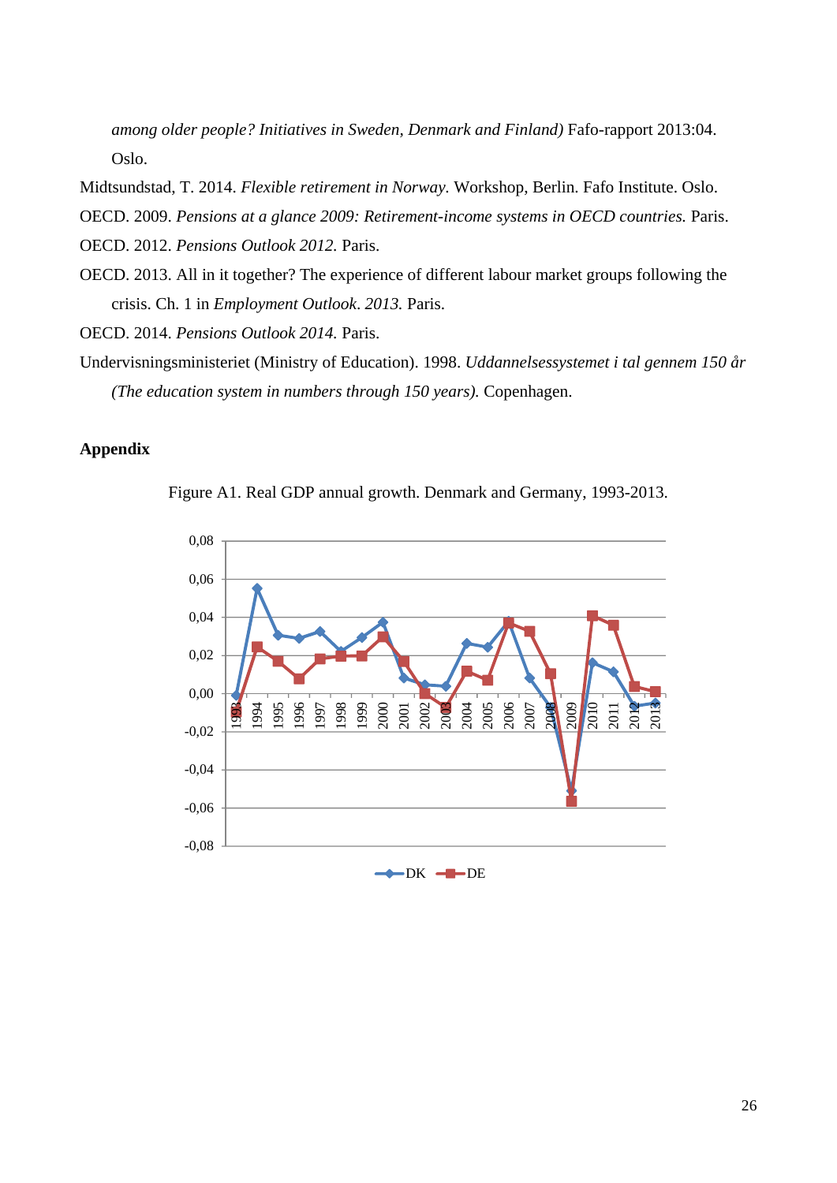*among older people? Initiatives in Sweden, Denmark and Finland)* Fafo-rapport 2013:04. Oslo.

Midtsundstad, T. 2014. *Flexible retirement in Norway.* Workshop, Berlin. Fafo Institute. Oslo.

OECD. 2009. *Pensions at a glance 2009: Retirement-income systems in OECD countries.* Paris.

OECD. 2012. *Pensions Outlook 2012.* Paris.

OECD. 2013. All in it together? The experience of different labour market groups following the crisis. Ch. 1 in *Employment Outlook. 2013.* Paris.

OECD. 2014. *Pensions Outlook 2014.* Paris.

Undervisningsministeriet (Ministry of Education). 1998. *Uddannelsessystemet i tal gennem 150 år (The education system in numbers through 150 years).* Copenhagen.

## Appendix

Figure A1. Real GDP annual growth. Denmark and Germany, 1993-2013.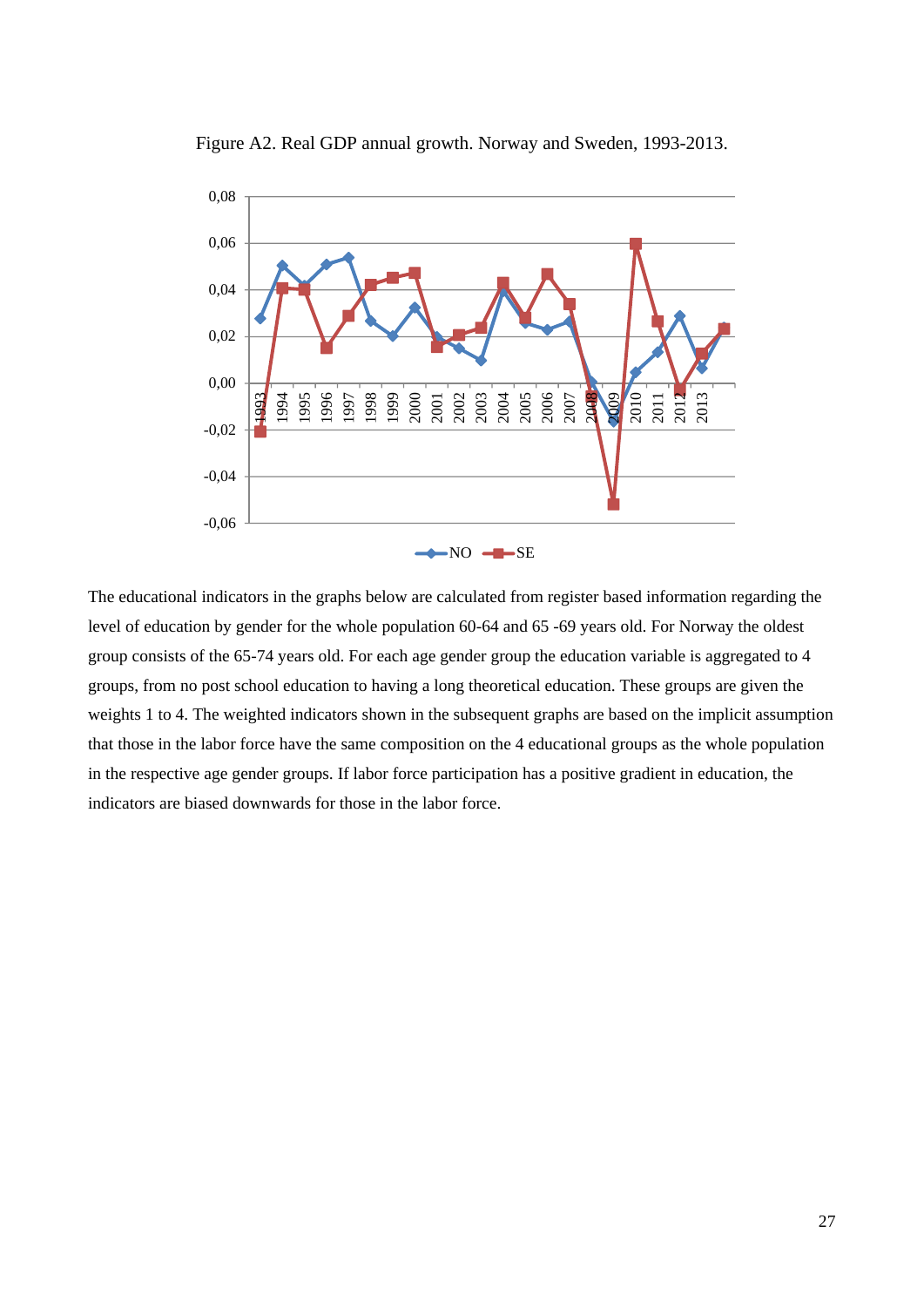Figure A2. Real GDP annual growth. Norway and Sweden, 1993-2013.

The educational indicators in the graphs below are calculated from register based information regarding the level of education by gender for the whole population 60-64 and 65 -69 years old. For Norway the oldest group consists of the 65-74 years old. For each age gender group the education variable is aggregated to 4 groups, from no post school education to having a long theoretical education. These groups are given the weights 1 to 4. The weighted indicators shown in the subsequent graphs are based on the implicit assumption that those in the labor force have the same composition on the 4 educational groups as the whole population in the respective age gender groups. If labor force participation has a positive gradient in education, the indicators are biased downwards for those in the labor force.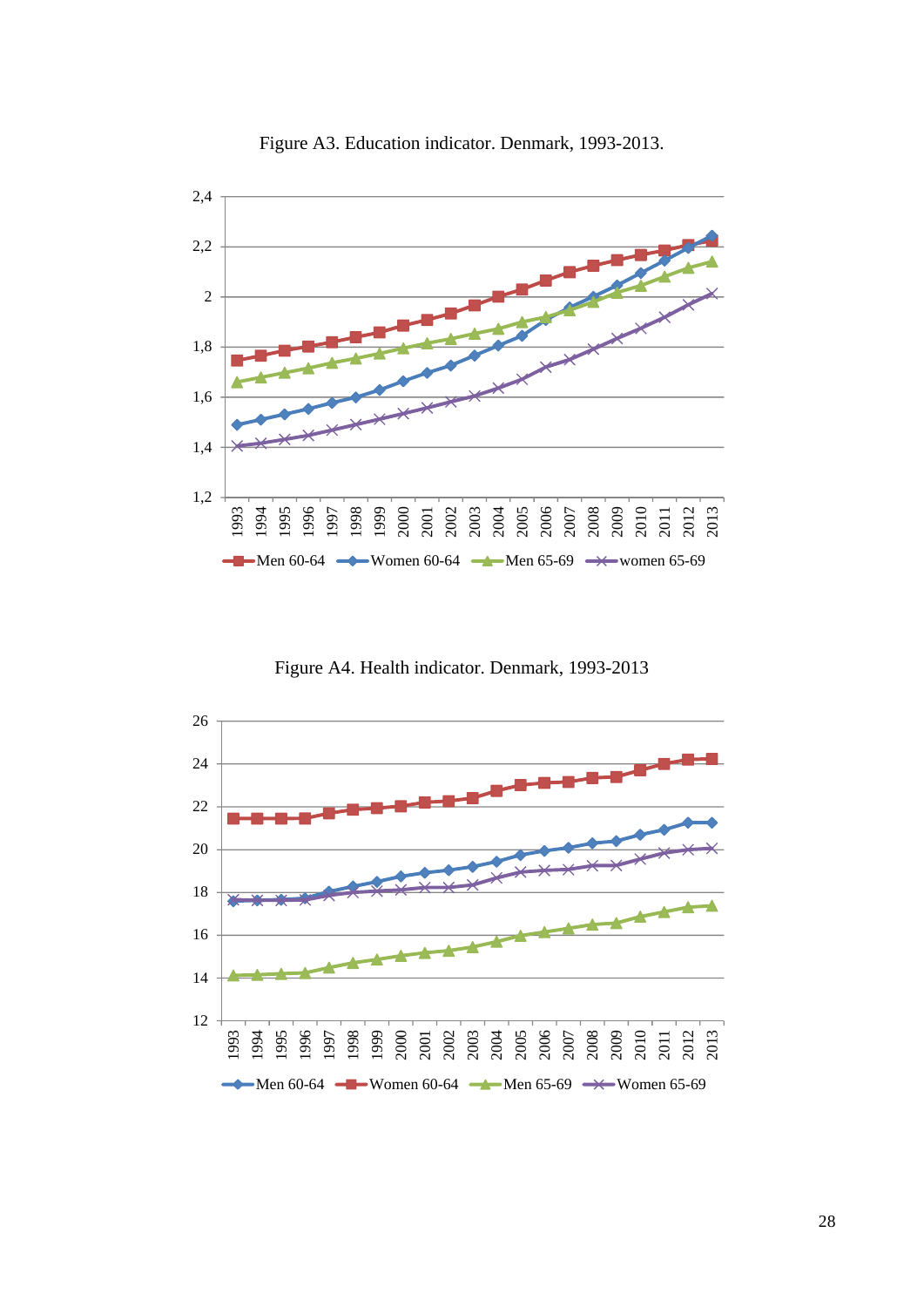Figure A3. Education indicator. Denmark, 1993-2013.

Figure A4. Health indicator. Denmark, 1993-2013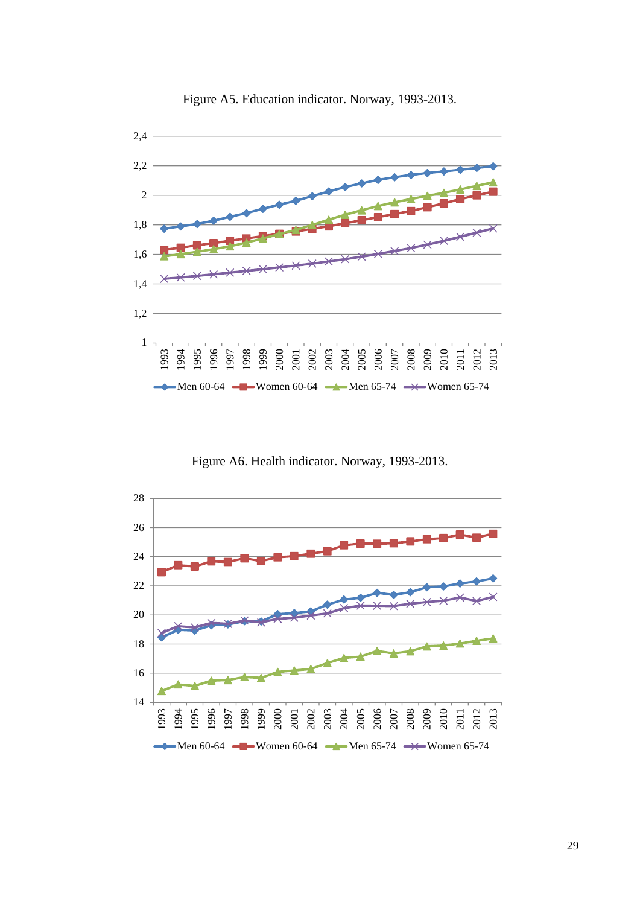Figure A5. Education indicator. Norway, 1993-2013.

Figure A6. Health indicator. Norway, 1993-2013.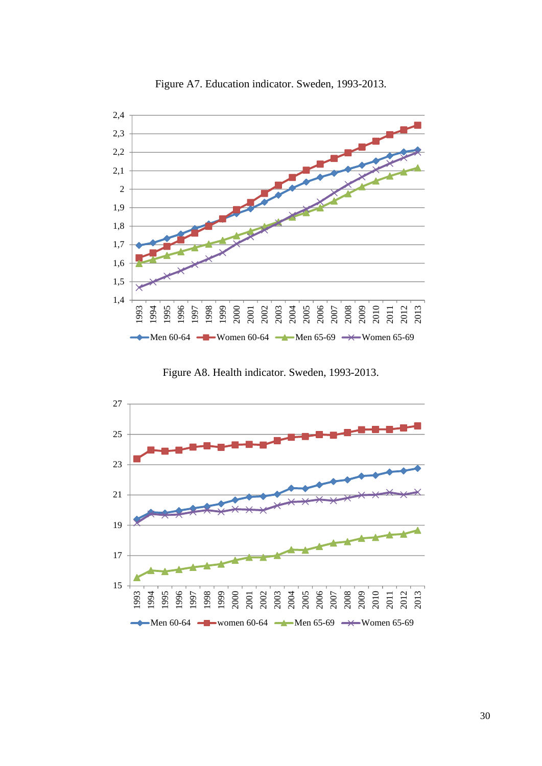Figure A7. Education indicator. Sweden, 1993-2013.

2,4
2,3
2,2
2,1
2
1,9
1,8
1,7
1,6
1,5
1,4

1993 1994 1995 1996 1997 1998 1999 2000 2001 2002 2003 2004 2005 2006 2007 2008 2009 2010 2011 2012 2013

Men 60-64 Women 60-64 Men 65-69 Women 65-69

Figure A8. Health indicator. Sweden, 1993-2013.

27
25
23
21
19
17
15

1993 1994 1995 1996 1997 1998 1999 2000 2001 2002 2003 2004 2005 2006 2007 2008 2009 2010 2011 2012 2013

Men 60-64 women 60-64 Men 65-69 Women 65-69